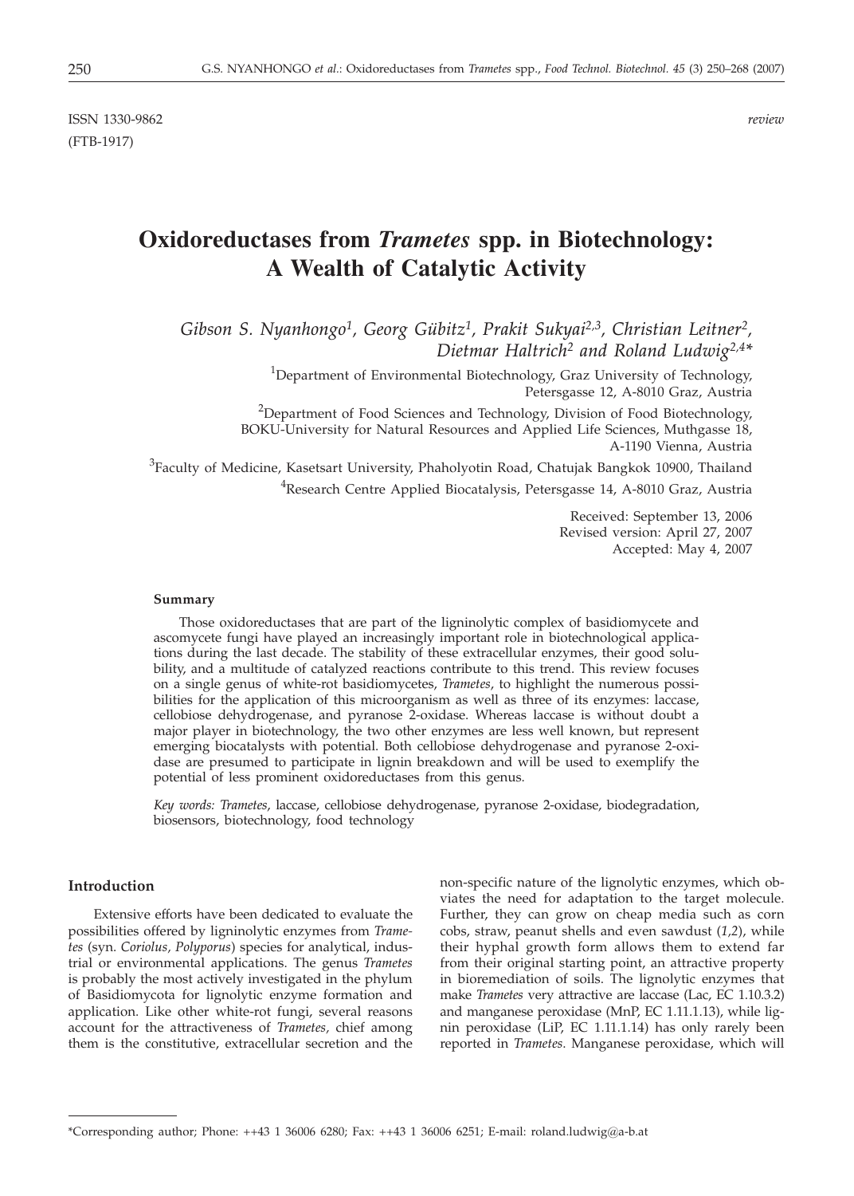ISSN 1330-9862 *review*
(FTB-1917)

# Oxidoreductases from *Trametes* spp. in Biotechnology: A Wealth of Catalytic Activity

*Gibson S. Nyanhongo[1], Georg Gübitz[1], Prakit Sukyai[2,3], Christian Leitner[2], Dietmar Haltrich[2] and Roland Ludwig[2,4]\**

[1]Department of Environmental Biotechnology, Graz University of Technology, Petersgasse 12, A-8010 Graz, Austria

[2]Department of Food Sciences and Technology, Division of Food Biotechnology, BOKU-University for Natural Resources and Applied Life Sciences, Muthgasse 18, A-1190 Vienna, Austria

[3]Faculty of Medicine, Kasetsart University, Phaholyotin Road, Chatujak Bangkok 10900, Thailand

[4]Research Centre Applied Biocatalysis, Petersgasse 14, A-8010 Graz, Austria

Received: September 13, 2006
Revised version: April 27, 2007
Accepted: May 4, 2007

#### Summary

Those oxidoreductases that are part of the ligninolytic complex of basidiomycete and ascomycete fungi have played an increasingly important role in biotechnological applications during the last decade. The stability of these extracellular enzymes, their good solubility, and a multitude of catalyzed reactions contribute to this trend. This review focuses on a single genus of white-rot basidiomycetes, *Trametes*, to highlight the numerous possibilities for the application of this microorganism as well as three of its enzymes: laccase, cellobiose dehydrogenase, and pyranose 2-oxidase. Whereas laccase is without doubt a major player in biotechnology, the two other enzymes are less well known, but represent emerging biocatalysts with potential. Both cellobiose dehydrogenase and pyranose 2-oxidase are presumed to participate in lignin breakdown and will be used to exemplify the potential of less prominent oxidoreductases from this genus.

*Key words: Trametes*, laccase, cellobiose dehydrogenase, pyranose 2-oxidase, biodegradation, biosensors, biotechnology, food technology

## Introduction

Extensive efforts have been dedicated to evaluate the possibilities offered by ligninolytic enzymes from *Trametes* (syn. *Coriolus, Polyporus*) species for analytical, industrial or environmental applications. The genus *Trametes* is probably the most actively investigated in the phylum of Basidiomycota for lignolytic enzyme formation and application. Like other white-rot fungi, several reasons account for the attractiveness of *Trametes*, chief among them is the constitutive, extracellular secretion and the non-specific nature of the lignolytic enzymes, which obviates the need for adaptation to the target molecule. Further, they can grow on cheap media such as corn cobs, straw, peanut shells and even sawdust (*1,2*), while their hyphal growth form allows them to extend far from their original starting point, an attractive property in bioremediation of soils. The lignolytic enzymes that make *Trametes* very attractive are laccase (Lac, EC 1.10.3.2) and manganese peroxidase (MnP, EC 1.11.1.13), while lignin peroxidase (LiP, EC 1.11.1.14) has only rarely been reported in *Trametes*. Manganese peroxidase, which will

\*Corresponding author; Phone: ++43 1 36006 6280; Fax: ++43 1 36006 6251; E-mail: roland.ludwig@a-b.at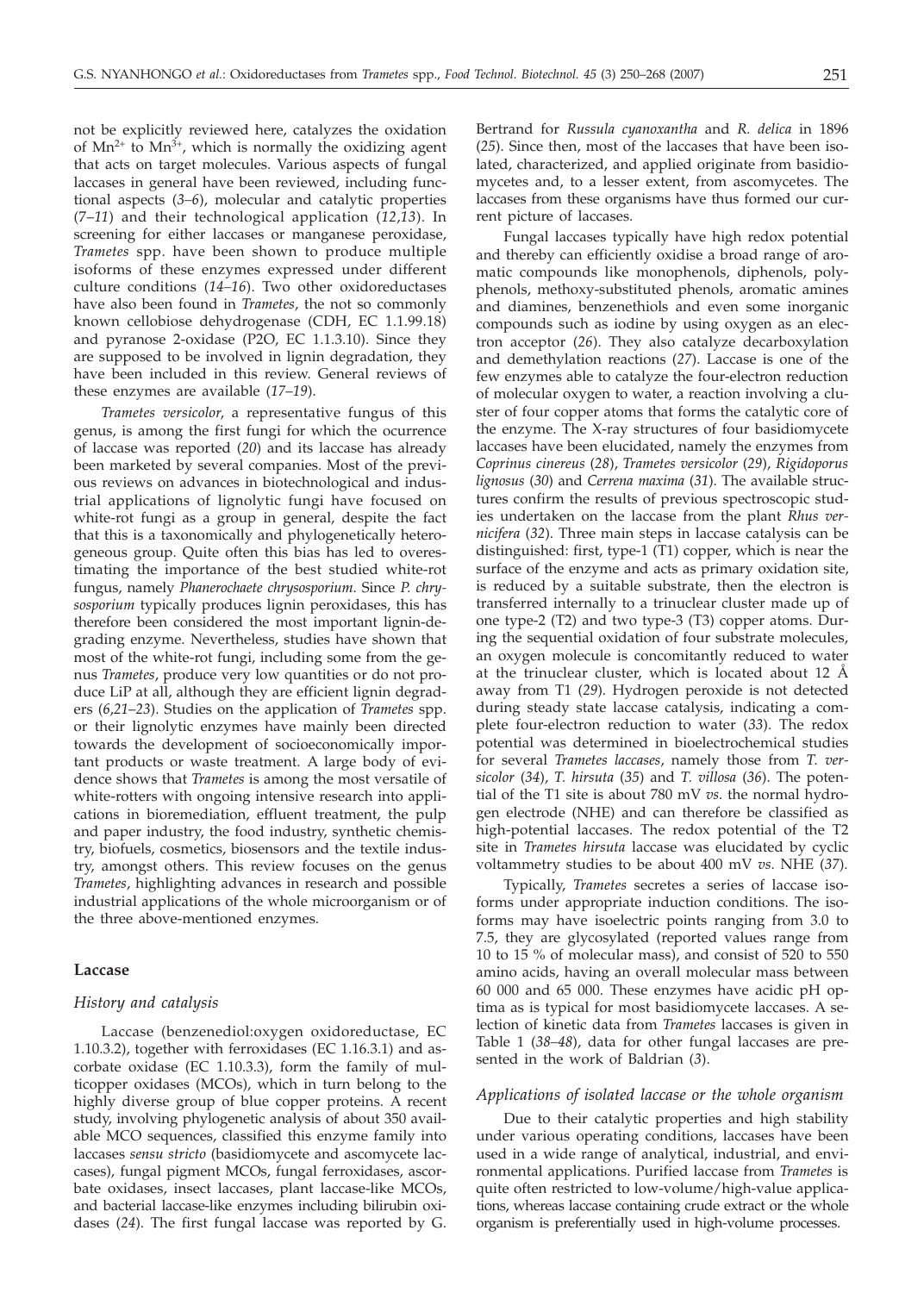not be explicitly reviewed here, catalyzes the oxidation of $Mn^{2+}$ to $Mn^{3+}$, which is normally the oxidizing agent that acts on target molecules. Various aspects of fungal laccases in general have been reviewed, including functional aspects (*3–6*), molecular and catalytic properties (*7–11*) and their technological application (*12,13*). In screening for either laccases or manganese peroxidase, *Trametes* spp. have been shown to produce multiple isoforms of these enzymes expressed under different culture conditions (*14–16*). Two other oxidoreductases have also been found in *Trametes*, the not so commonly known cellobiose dehydrogenase (CDH, EC 1.1.99.18) and pyranose 2-oxidase (P2O, EC 1.1.3.10). Since they are supposed to be involved in lignin degradation, they have been included in this review. General reviews of these enzymes are available (*17–19*).

*Trametes versicolor*, a representative fungus of this genus, is among the first fungi for which the ocurrence of laccase was reported (*20*) and its laccase has already been marketed by several companies. Most of the previous reviews on advances in biotechnological and industrial applications of lignolytic fungi have focused on white-rot fungi as a group in general, despite the fact that this is a taxonomically and phylogenetically heterogeneous group. Quite often this bias has led to overestimating the importance of the best studied white-rot fungus, namely *Phanerochaete chrysosporium*. Since *P. chrysosporium* typically produces lignin peroxidases, this has therefore been considered the most important lignin-degrading enzyme. Nevertheless, studies have shown that most of the white-rot fungi, including some from the genus *Trametes*, produce very low quantities or do not produce LiP at all, although they are efficient lignin degraders (*6,21–23*). Studies on the application of *Trametes* spp. or their lignolytic enzymes have mainly been directed towards the development of socioeconomically important products or waste treatment. A large body of evidence shows that *Trametes* is among the most versatile of white-rotters with ongoing intensive research into applications in bioremediation, effluent treatment, the pulp and paper industry, the food industry, synthetic chemistry, biofuels, cosmetics, biosensors and the textile industry, amongst others. This review focuses on the genus *Trametes*, highlighting advances in research and possible industrial applications of the whole microorganism or of the three above-mentioned enzymes.

## Laccase

### History and catalysis

Laccase (benzenediol:oxygen oxidoreductase, EC 1.10.3.2), together with ferroxidases (EC 1.16.3.1) and ascorbate oxidase (EC 1.10.3.3), form the family of multicopper oxidases (MCOs), which in turn belong to the highly diverse group of blue copper proteins. A recent study, involving phylogenetic analysis of about 350 available MCO sequences, classified this enzyme family into laccases *sensu stricto* (basidiomycete and ascomycete laccases), fungal pigment MCOs, fungal ferroxidases, ascorbate oxidases, insect laccases, plant laccase-like MCOs, and bacterial laccase-like enzymes including bilirubin oxidases (*24*). The first fungal laccase was reported by G. Bertrand for *Russula cyanoxantha* and *R. delica* in 1896 (*25*). Since then, most of the laccases that have been isolated, characterized, and applied originate from basidiomycetes and, to a lesser extent, from ascomycetes. The laccases from these organisms have thus formed our current picture of laccases.

Fungal laccases typically have high redox potential and thereby can efficiently oxidise a broad range of aromatic compounds like monophenols, diphenols, polyphenols, methoxy-substituted phenols, aromatic amines and diamines, benzenethiols and even some inorganic compounds such as iodine by using oxygen as an electron acceptor (*26*). They also catalyze decarboxylation and demethylation reactions (*27*). Laccase is one of the few enzymes able to catalyze the four-electron reduction of molecular oxygen to water, a reaction involving a cluster of four copper atoms that forms the catalytic core of the enzyme. The X-ray structures of four basidiomycete laccases have been elucidated, namely the enzymes from *Coprinus cinereus* (*28*), *Trametes versicolor* (*29*), *Rigidoporus lignosus* (*30*) and *Cerrena maxima* (*31*). The available structures confirm the results of previous spectroscopic studies undertaken on the laccase from the plant *Rhus vernicifera* (*32*). Three main steps in laccase catalysis can be distinguished: first, type-1 (T1) copper, which is near the surface of the enzyme and acts as primary oxidation site, is reduced by a suitable substrate, then the electron is transferred internally to a trinuclear cluster made up of one type-2 (T2) and two type-3 (T3) copper atoms. During the sequential oxidation of four substrate molecules, an oxygen molecule is concomitantly reduced to water at the trinuclear cluster, which is located about 12 Å away from T1 (*29*). Hydrogen peroxide is not detected during steady state laccase catalysis, indicating a complete four-electron reduction to water (*33*). The redox potential was determined in bioelectrochemical studies for several *Trametes laccases*, namely those from *T. versicolor* (*34*), *T. hirsuta* (*35*) and *T. villosa* (*36*). The potential of the T1 site is about 780 mV *vs.* the normal hydrogen electrode (NHE) and can therefore be classified as high-potential laccases. The redox potential of the T2 site in *Trametes hirsuta* laccase was elucidated by cyclic voltammetry studies to be about 400 mV *vs.* NHE (*37*).

Typically, *Trametes* secretes a series of laccase isoforms under appropriate induction conditions. The isoforms may have isoelectric points ranging from 3.0 to 7.5, they are glycosylated (reported values range from 10 to 15 % of molecular mass), and consist of 520 to 550 amino acids, having an overall molecular mass between 60 000 and 65 000. These enzymes have acidic pH optima as is typical for most basidiomycete laccases. A selection of kinetic data from *Trametes* laccases is given in Table 1 (*38–48*), data for other fungal laccases are presented in the work of Baldrian (*3*).

### Applications of isolated laccase or the whole organism

Due to their catalytic properties and high stability under various operating conditions, laccases have been used in a wide range of analytical, industrial, and environmental applications. Purified laccase from *Trametes* is quite often restricted to low-volume/high-value applications, whereas laccase containing crude extract or the whole organism is preferentially used in high-volume processes.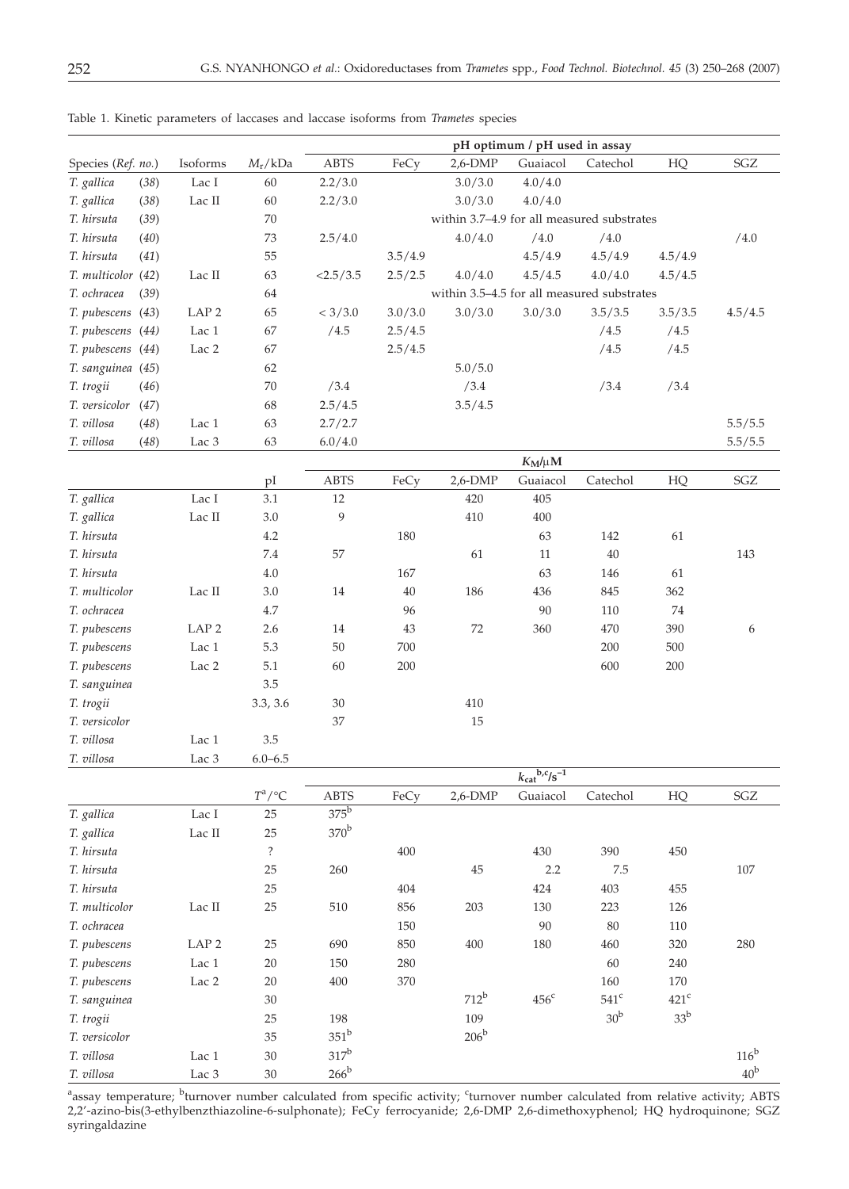Table 1. Kinetic parameters of laccases and laccase isoforms from *Trametes* species

| Species (*Ref. no.*) | Isoforms | $M_r$/kDa | pH optimum / pH used in assay | | | | | | |
|---|---|---|---|---|---|---|---|---|---|
| | | | ABTS | FeCy | 2,6-DMP | Guaiacol | Catechol | HQ | SGZ |
| *T. gallica* (*38*) | Lac I | 60 | 2.2/3.0 | | 3.0/3.0 | 4.0/4.0 | | | |
| *T. gallica* (*38*) | Lac II | 60 | 2.2/3.0 | | 3.0/3.0 | 4.0/4.0 | | | |
| *T. hirsuta* (*39*) | | 70 | within 3.7–4.9 for all measured substrates | | | | | | |
| *T. hirsuta* (*40*) | | 73 | 2.5/4.0 | | 4.0/4.0 | /4.0 | /4.0 | | /4.0 |
| *T. hirsuta* (*41*) | | 55 | | 3.5/4.9 | | 4.5/4.9 | 4.5/4.9 | 4.5/4.9 | |
| *T. multicolor* (*42*) | Lac II | 63 | <2.5/3.5 | 2.5/2.5 | 4.0/4.0 | 4.5/4.5 | 4.0/4.0 | 4.5/4.5 | |
| *T. ochracea* (*39*) | | 64 | within 3.5–4.5 for all measured substrates | | | | | | |
| *T. pubescens* (*43*) | LAP 2 | 65 | < 3/3.0 | 3.0/3.0 | 3.0/3.0 | 3.0/3.0 | 3.5/3.5 | 3.5/3.5 | 4.5/4.5 |
| *T. pubescens* (*44*) | Lac 1 | 67 | /4.5 | 2.5/4.5 | | | /4.5 | /4.5 | |
| *T. pubescens* (*44*) | Lac 2 | 67 | | 2.5/4.5 | | | /4.5 | /4.5 | |
| *T. sanguinea* (*45*) | | 62 | | | 5.0/5.0 | | | | |
| *T. trogii* (*46*) | | 70 | /3.4 | | /3.4 | | /3.4 | /3.4 | |
| *T. versicolor* (*47*) | | 68 | 2.5/4.5 | | 3.5/4.5 | | | | |
| *T. villosa* (*48*) | Lac 1 | 63 | 2.7/2.7 | | | | | | 5.5/5.5 |
| *T. villosa* (*48*) | Lac 3 | 63 | 6.0/4.0 | | | | | | 5.5/5.5 |
| | | | $K_M$/μM | | | | | | |
| | | pI | ABTS | FeCy | 2,6-DMP | Guaiacol | Catechol | HQ | SGZ |
| *T. gallica* | Lac I | 3.1 | 12 | | 420 | 405 | | | |
| *T. gallica* | Lac II | 3.0 | 9 | | 410 | 400 | | | |
| *T. hirsuta* | | 4.2 | | 180 | | 63 | 142 | 61 | |
| *T. hirsuta* | | 7.4 | 57 | | 61 | 11 | 40 | | 143 |
| *T. hirsuta* | | 4.0 | | 167 | | 63 | 146 | 61 | |
| *T. multicolor* | Lac II | 3.0 | 14 | 40 | 186 | 436 | 845 | 362 | |
| *T. ochracea* | | 4.7 | | 96 | | 90 | 110 | 74 | |
| *T. pubescens* | LAP 2 | 2.6 | 14 | 43 | 72 | 360 | 470 | 390 | 6 |
| *T. pubescens* | Lac 1 | 5.3 | 50 | 700 | | | 200 | 500 | |
| *T. pubescens* | Lac 2 | 5.1 | 60 | 200 | | | 600 | 200 | |
| *T. sanguinea* | | 3.5 | | | | | | | |
| *T. trogii* | | 3.3, 3.6 | 30 | | 410 | | | | |
| *T. versicolor* | | | 37 | | 15 | | | | |
| *T. villosa* | Lac 1 | 3.5 | | | | | | | |
| *T. villosa* | Lac 3 | 6.0–6.5 | | | | | | | |
| | | | $k_{cat}$[b,c]/$s^{-1}$ | | | | | | |
| | | $T$[a]/°C | ABTS | FeCy | 2,6-DMP | Guaiacol | Catechol | HQ | SGZ |
| *T. gallica* | Lac I | 25 | 375[b] | | | | | | |
| *T. gallica* | Lac II | 25 | 370[b] | | | | | | |
| *T. hirsuta* | | ? | | 400 | | 430 | 390 | 450 | |
| *T. hirsuta* | | 25 | 260 | | 45 | 2.2 | 7.5 | | 107 |
| *T. hirsuta* | | 25 | | 404 | | 424 | 403 | 455 | |
| *T. multicolor* | Lac II | 25 | 510 | 856 | 203 | 130 | 223 | 126 | |
| *T. ochracea* | | | | 150 | | 90 | 80 | 110 | |
| *T. pubescens* | LAP 2 | 25 | 690 | 850 | 400 | 180 | 460 | 320 | 280 |
| *T. pubescens* | Lac 1 | 20 | 150 | 280 | | | 60 | 240 | |
| *T. pubescens* | Lac 2 | 20 | 400 | 370 | | | 160 | 170 | |
| *T. sanguinea* | | 30 | | | 712[b] | 456[c] | 541[c] | 421[c] | |
| *T. trogii* | | 25 | 198 | | 109 | | 30[b] | 33[b] | |
| *T. versicolor* | | 35 | 351[b] | | 206[b] | | | | |
| *T. villosa* | Lac 1 | 30 | 317[b] | | | | | | 116[b] |
| *T. villosa* | Lac 3 | 30 | 266[b] | | | | | | 40[b] |

[a]assay temperature; [b]turnover number calculated from specific activity; [c]turnover number calculated from relative activity; ABTS 2,2'-azino-bis(3-ethylbenzthiazoline-6-sulphonate); FeCy ferrocyanide; 2,6-DMP 2,6-dimethoxyphenol; HQ hydroquinone; SGZ syringaldazine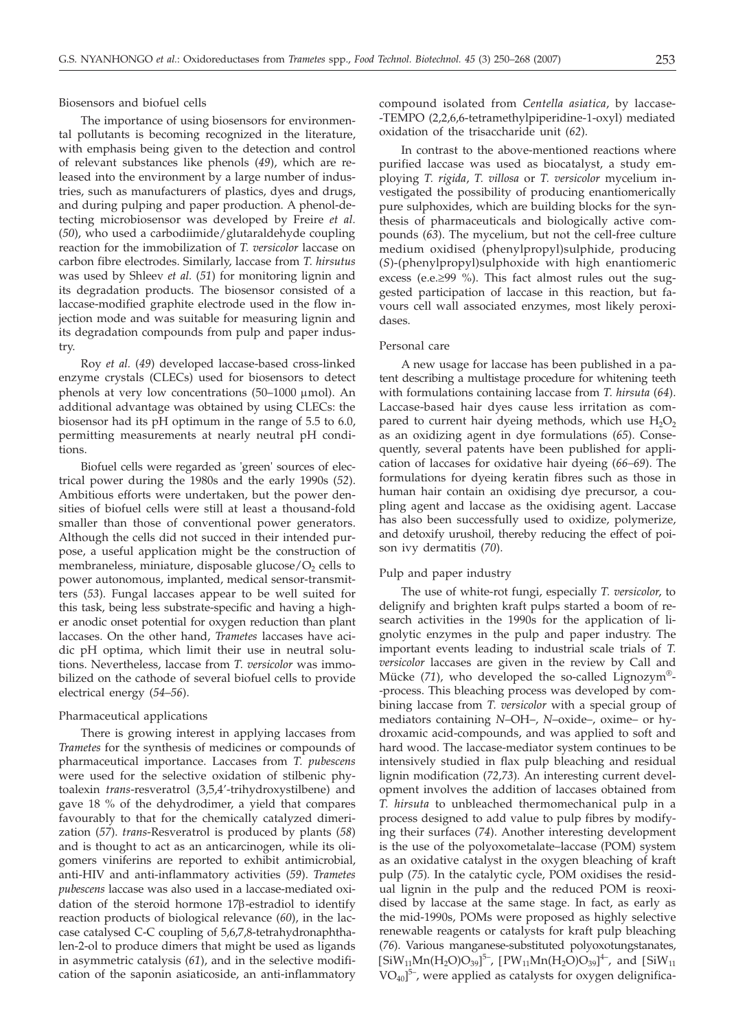### Biosensors and biofuel cells

The importance of using biosensors for environmental pollutants is becoming recognized in the literature, with emphasis being given to the detection and control of relevant substances like phenols (*49*), which are released into the environment by a large number of industries, such as manufacturers of plastics, dyes and drugs, and during pulping and paper production. A phenol-detecting microbiosensor was developed by Freire *et al.* (*50*), who used a carbodiimide/glutaraldehyde coupling reaction for the immobilization of *T. versicolor* laccase on carbon fibre electrodes. Similarly, laccase from *T. hirsutus* was used by Shleev *et al.* (*51*) for monitoring lignin and its degradation products. The biosensor consisted of a laccase-modified graphite electrode used in the flow injection mode and was suitable for measuring lignin and its degradation compounds from pulp and paper industry.

Roy *et al.* (*49*) developed laccase-based cross-linked enzyme crystals (CLECs) used for biosensors to detect phenols at very low concentrations (50–1000 μmol). An additional advantage was obtained by using CLECs: the biosensor had its pH optimum in the range of 5.5 to 6.0, permitting measurements at nearly neutral pH conditions.

Biofuel cells were regarded as 'green' sources of electrical power during the 1980s and the early 1990s (*52*). Ambitious efforts were undertaken, but the power densities of biofuel cells were still at least a thousand-fold smaller than those of conventional power generators. Although the cells did not succed in their intended purpose, a useful application might be the construction of membraneless, miniature, disposable glucose/$O_2$ cells to power autonomous, implanted, medical sensor-transmitters (*53*). Fungal laccases appear to be well suited for this task, being less substrate-specific and having a higher anodic onset potential for oxygen reduction than plant laccases. On the other hand, *Trametes* laccases have acidic pH optima, which limit their use in neutral solutions. Nevertheless, laccase from *T. versicolor* was immobilized on the cathode of several biofuel cells to provide electrical energy (*54–56*).

### Pharmaceutical applications

There is growing interest in applying laccases from *Trametes* for the synthesis of medicines or compounds of pharmaceutical importance. Laccases from *T. pubescens* were used for the selective oxidation of stilbenic phytoalexin *trans*-resveratrol (3,5,4'-trihydroxystilbene) and gave 18 % of the dehydrodimer, a yield that compares favourably to that for the chemically catalyzed dimerization (*57*). *trans*-Resveratrol is produced by plants (*58*) and is thought to act as an anticarcinogen, while its oligomers viniferins are reported to exhibit antimicrobial, anti-HIV and anti-inflammatory activities (*59*). *Trametes pubescens* laccase was also used in a laccase-mediated oxidation of the steroid hormone 17β-estradiol to identify reaction products of biological relevance (*60*), in the laccase catalysed C-C coupling of 5,6,7,8-tetrahydronaphthalen-2-ol to produce dimers that might be used as ligands in asymmetric catalysis (*61*), and in the selective modification of the saponin asiaticoside, an anti-inflammatory compound isolated from *Centella asiatica*, by laccase-TEMPO (2,2,6,6-tetramethylpiperidine-1-oxyl) mediated oxidation of the trisaccharide unit (*62*).

In contrast to the above-mentioned reactions where purified laccase was used as biocatalyst, a study employing *T. rigida*, *T. villosa* or *T. versicolor* mycelium investigated the possibility of producing enantiomerically pure sulphoxides, which are building blocks for the synthesis of pharmaceuticals and biologically active compounds (*63*). The mycelium, but not the cell-free culture medium oxidised (phenylpropyl)sulphide, producing (*S*)-(phenylpropyl)sulphoxide with high enantiomeric excess (e.e.≥99 %). This fact almost rules out the suggested participation of laccase in this reaction, but favours cell wall associated enzymes, most likely peroxidases.

### Personal care

A new usage for laccase has been published in a patent describing a multistage procedure for whitening teeth with formulations containing laccase from *T. hirsuta* (*64*). Laccase-based hair dyes cause less irritation as compared to current hair dyeing methods, which use $H_2O_2$ as an oxidizing agent in dye formulations (*65*). Consequently, several patents have been published for application of laccases for oxidative hair dyeing (*66–69*). The formulations for dyeing keratin fibres such as those in human hair contain an oxidising dye precursor, a coupling agent and laccase as the oxidising agent. Laccase has also been successfully used to oxidize, polymerize, and detoxify urushoil, thereby reducing the effect of poison ivy dermatitis (*70*).

### Pulp and paper industry

The use of white-rot fungi, especially *T. versicolor*, to delignify and brighten kraft pulps started a boom of research activities in the 1990s for the application of lignolytic enzymes in the pulp and paper industry. The important events leading to industrial scale trials of *T. versicolor* laccases are given in the review by Call and Mücke (*71*), who developed the so-called Lignozym®-process. This bleaching process was developed by combining laccase from *T. versicolor* with a special group of mediators containing *N*–OH–, *N*–oxide–, oxime– or hydroxamic acid-compounds, and was applied to soft and hard wood. The laccase-mediator system continues to be intensively studied in flax pulp bleaching and residual lignin modification (*72*,*73*). An interesting current development involves the addition of laccases obtained from *T. hirsuta* to unbleached thermomechanical pulp in a process designed to add value to pulp fibres by modifying their surfaces (*74*). Another interesting development is the use of the polyoxometalate–laccase (POM) system as an oxidative catalyst in the oxygen bleaching of kraft pulp (*75*). In the catalytic cycle, POM oxidises the residual lignin in the pulp and the reduced POM is reoxidised by laccase at the same stage. In fact, as early as the mid-1990s, POMs were proposed as highly selective renewable reagents or catalysts for kraft pulp bleaching (*76*). Various manganese-substituted polyoxotungstanates, $[SiW_{11}Mn(H_2O)O_{39}]^{5-}$, $[PW_{11}Mn(H_2O)O_{39}]^{4-}$, and $[SiW_{11}VO_{40}]^{5-}$, were applied as catalysts for oxygen delignifica-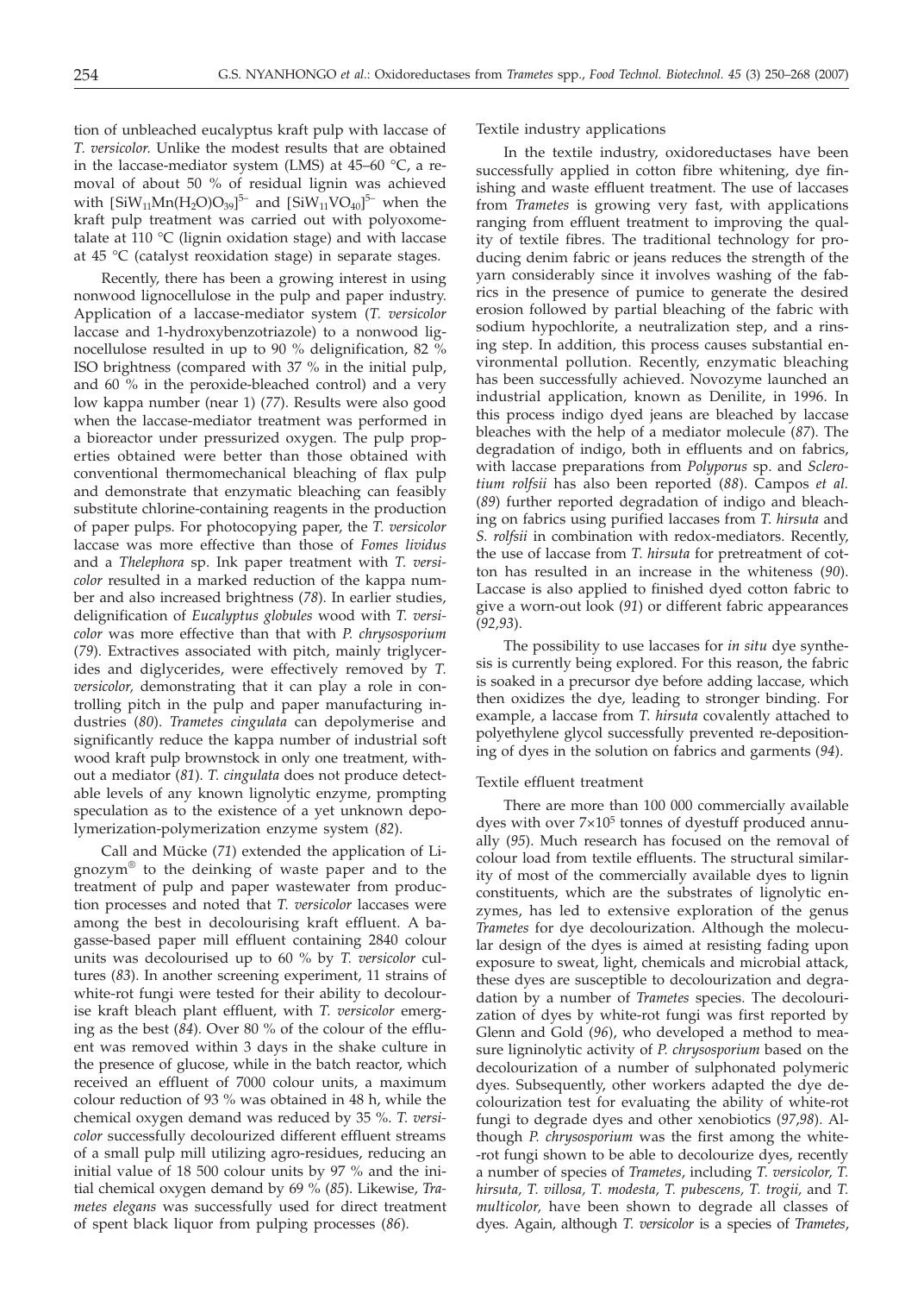tion of unbleached eucalyptus kraft pulp with laccase of *T. versicolor*. Unlike the modest results that are obtained in the laccase-mediator system (LMS) at 45–60 °C, a removal of about 50 % of residual lignin was achieved with $[SiW_{11}Mn(H_2O)O_{39}]^{5-}$ and $[SiW_{11}VO_{40}]^{5-}$ when the kraft pulp treatment was carried out with polyoxometalate at 110 °C (lignin oxidation stage) and with laccase at 45 °C (catalyst reoxidation stage) in separate stages.

Recently, there has been a growing interest in using nonwood lignocellulose in the pulp and paper industry. Application of a laccase-mediator system (*T. versicolor* laccase and 1-hydroxybenzotriazole) to a nonwood lignocellulose resulted in up to 90 % delignification, 82 % ISO brightness (compared with 37 % in the initial pulp, and 60 % in the peroxide-bleached control) and a very low kappa number (near 1) (*77*). Results were also good when the laccase-mediator treatment was performed in a bioreactor under pressurized oxygen. The pulp properties obtained were better than those obtained with conventional thermomechanical bleaching of flax pulp and demonstrate that enzymatic bleaching can feasibly substitute chlorine-containing reagents in the production of paper pulps. For photocopying paper, the *T. versicolor* laccase was more effective than those of *Fomes lividus* and a *Thelephora* sp. Ink paper treatment with *T. versicolor* resulted in a marked reduction of the kappa number and also increased brightness (*78*). In earlier studies, delignification of *Eucalyptus globules* wood with *T. versicolor* was more effective than that with *P. chrysosporium* (*79*). Extractives associated with pitch, mainly triglycerides and diglycerides, were effectively removed by *T. versicolor,* demonstrating that it can play a role in controlling pitch in the pulp and paper manufacturing industries (*80*). *Trametes cingulata* can depolymerise and significantly reduce the kappa number of industrial soft wood kraft pulp brownstock in only one treatment, without a mediator (*81*). *T. cingulata* does not produce detectable levels of any known lignolytic enzyme, prompting speculation as to the existence of a yet unknown depolymerization-polymerization enzyme system (*82*).

Call and Mücke (*71*) extended the application of Lignozym® to the deinking of waste paper and to the treatment of pulp and paper wastewater from production processes and noted that *T. versicolor* laccases were among the best in decolourising kraft effluent. A bagasse-based paper mill effluent containing 2840 colour units was decolourised up to 60 % by *T. versicolor* cultures (*83*). In another screening experiment, 11 strains of white-rot fungi were tested for their ability to decolourise kraft bleach plant effluent, with *T. versicolor* emerging as the best (*84*). Over 80 % of the colour of the effluent was removed within 3 days in the shake culture in the presence of glucose, while in the batch reactor, which received an effluent of 7000 colour units, a maximum colour reduction of 93 % was obtained in 48 h, while the chemical oxygen demand was reduced by 35 %. *T. versicolor* successfully decolourized different effluent streams of a small pulp mill utilizing agro-residues, reducing an initial value of 18 500 colour units by 97 % and the initial chemical oxygen demand by 69 % (*85*). Likewise, *Trametes elegans* was successfully used for direct treatment of spent black liquor from pulping processes (*86*).

### Textile industry applications

In the textile industry, oxidoreductases have been successfully applied in cotton fibre whitening, dye finishing and waste effluent treatment. The use of laccases from *Trametes* is growing very fast, with applications ranging from effluent treatment to improving the quality of textile fibres. The traditional technology for producing denim fabric or jeans reduces the strength of the yarn considerably since it involves washing of the fabrics in the presence of pumice to generate the desired erosion followed by partial bleaching of the fabric with sodium hypochlorite, a neutralization step, and a rinsing step. In addition, this process causes substantial environmental pollution. Recently, enzymatic bleaching has been successfully achieved. Novozyme launched an industrial application, known as Denilite, in 1996. In this process indigo dyed jeans are bleached by laccase bleaches with the help of a mediator molecule (*87*). The degradation of indigo, both in effluents and on fabrics, with laccase preparations from *Polyporus* sp. and *Sclerotium rolfsii* has also been reported (*88*). Campos *et al.* (*89*) further reported degradation of indigo and bleaching on fabrics using purified laccases from *T. hirsuta* and *S. rolfsii* in combination with redox-mediators. Recently, the use of laccase from *T. hirsuta* for pretreatment of cotton has resulted in an increase in the whiteness (*90*). Laccase is also applied to finished dyed cotton fabric to give a worn-out look (*91*) or different fabric appearances (*92,93*).

The possibility to use laccases for *in situ* dye synthesis is currently being explored. For this reason, the fabric is soaked in a precursor dye before adding laccase, which then oxidizes the dye, leading to stronger binding. For example, a laccase from *T. hirsuta* covalently attached to polyethylene glycol successfully prevented re-depositioning of dyes in the solution on fabrics and garments (*94*).

### Textile effluent treatment

There are more than 100 000 commercially available dyes with over $7\times10^5$ tonnes of dyestuff produced annually (*95*). Much research has focused on the removal of colour load from textile effluents. The structural similarity of most of the commercially available dyes to lignin constituents, which are the substrates of lignolytic enzymes, has led to extensive exploration of the genus *Trametes* for dye decolourization. Although the molecular design of the dyes is aimed at resisting fading upon exposure to sweat, light, chemicals and microbial attack, these dyes are susceptible to decolourization and degradation by a number of *Trametes* species. The decolourization of dyes by white-rot fungi was first reported by Glenn and Gold (*96*), who developed a method to measure ligninolytic activity of *P. chrysosporium* based on the decolourization of a number of sulphonated polymeric dyes. Subsequently, other workers adapted the dye decolourization test for evaluating the ability of white-rot fungi to degrade dyes and other xenobiotics (*97,98*). Although *P. chrysosporium* was the first among the white-rot fungi shown to be able to decolourize dyes, recently a number of species of *Trametes*, including *T. versicolor, T. hirsuta, T. villosa, T. modesta, T. pubescens, T. trogii,* and *T. multicolor,* have been shown to degrade all classes of dyes. Again, although *T. versicolor* is a species of *Trametes*,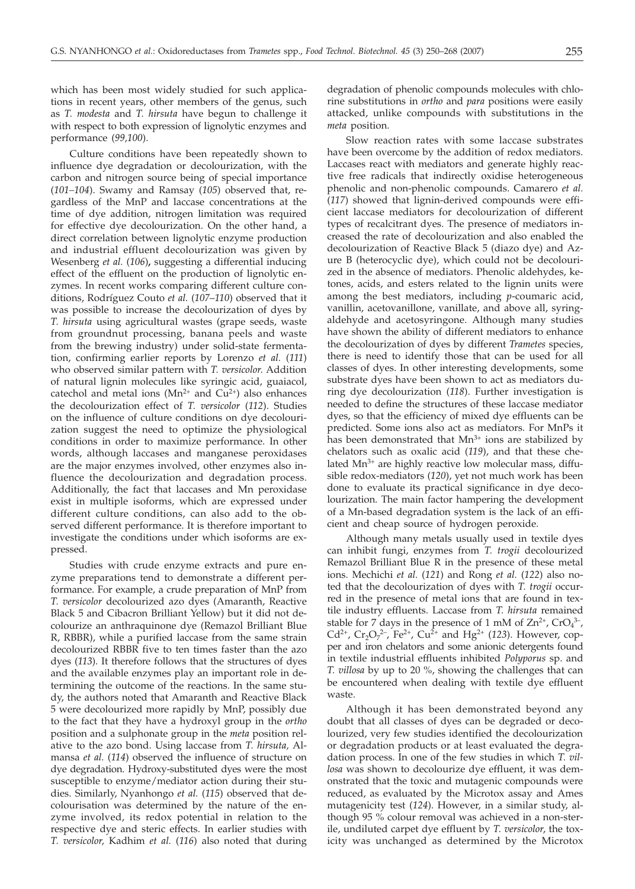which has been most widely studied for such applications in recent years, other members of the genus, such as *T. modesta* and *T. hirsuta* have begun to challenge it with respect to both expression of lignolytic enzymes and performance (*99,100*).

Culture conditions have been repeatedly shown to influence dye degradation or decolourization, with the carbon and nitrogen source being of special importance (*101–104*). Swamy and Ramsay (*105*) observed that, regardless of the MnP and laccase concentrations at the time of dye addition, nitrogen limitation was required for effective dye decolourization. On the other hand, a direct correlation between lignolytic enzyme production and industrial effluent decolourization was given by Wesenberg *et al.* (*106*)**,** suggesting a differential inducing effect of the effluent on the production of lignolytic enzymes. In recent works comparing different culture conditions, Rodríguez Couto *et al.* (*107–110*) observed that it was possible to increase the decolourization of dyes by *T. hirsuta* using agricultural wastes (grape seeds, waste from groundnut processing, banana peels and waste from the brewing industry) under solid-state fermentation, confirming earlier reports by Lorenzo *et al.* (*111*) who observed similar pattern with *T. versicolor.* Addition of natural lignin molecules like syringic acid, guaiacol, catechol and metal ions ($Mn^{2+}$ and $Cu^{2+}$) also enhances the decolourization effect of *T. versicolor* (*112*). Studies on the influence of culture conditions on dye decolourization suggest the need to optimize the physiological conditions in order to maximize performance. In other words, although laccases and manganese peroxidases are the major enzymes involved, other enzymes also influence the decolourization and degradation process. Additionally, the fact that laccases and Mn peroxidase exist in multiple isoforms, which are expressed under different culture conditions, can also add to the observed different performance. It is therefore important to investigate the conditions under which isoforms are expressed.

Studies with crude enzyme extracts and pure enzyme preparations tend to demonstrate a different performance. For example, a crude preparation of MnP from *T. versicolor* decolourized azo dyes (Amaranth, Reactive Black 5 and Cibacron Brilliant Yellow) but it did not decolourize an anthraquinone dye (Remazol Brilliant Blue R, RBBR), while a purified laccase from the same strain decolourized RBBR five to ten times faster than the azo dyes (*113*). It therefore follows that the structures of dyes and the available enzymes play an important role in determining the outcome of the reactions. In the same study, the authors noted that Amaranth and Reactive Black 5 were decolourized more rapidly by MnP, possibly due to the fact that they have a hydroxyl group in the *ortho* position and a sulphonate group in the *meta* position relative to the azo bond. Using laccase from *T. hirsuta,* Almansa *et al.* (*114*) observed the influence of structure on dye degradation. Hydroxy-substituted dyes were the most susceptible to enzyme/mediator action during their studies. Similarly, Nyanhongo *et al.* (*115*) observed that decolourisation was determined by the nature of the enzyme involved, its redox potential in relation to the respective dye and steric effects. In earlier studies with *T. versicolor*, Kadhim *et al.* (*116*) also noted that during degradation of phenolic compounds molecules with chlorine substitutions in *ortho* and *para* positions were easily attacked, unlike compounds with substitutions in the *meta* position.

Slow reaction rates with some laccase substrates have been overcome by the addition of redox mediators. Laccases react with mediators and generate highly reactive free radicals that indirectly oxidise heterogeneous phenolic and non-phenolic compounds. Camarero *et al.* (*117*) showed that lignin-derived compounds were efficient laccase mediators for decolourization of different types of recalcitrant dyes. The presence of mediators increased the rate of decolourization and also enabled the decolourization of Reactive Black 5 (diazo dye) and Azure B (heterocyclic dye), which could not be decolourized in the absence of mediators. Phenolic aldehydes, ketones, acids, and esters related to the lignin units were among the best mediators, including *p*-coumaric acid, vanillin, acetovanillone, vanillate, and above all, syringaldehyde and acetosyringone. Although many studies have shown the ability of different mediators to enhance the decolourization of dyes by different *Trametes* species, there is need to identify those that can be used for all classes of dyes. In other interesting developments, some substrate dyes have been shown to act as mediators during dye decolourization (*118*). Further investigation is needed to define the structures of these laccase mediator dyes, so that the efficiency of mixed dye effluents can be predicted. Some ions also act as mediators. For MnPs it has been demonstrated that $Mn^{3+}$ ions are stabilized by chelators such as oxalic acid (*119*), and that these chelated $Mn^{3+}$ are highly reactive low molecular mass, diffusible redox-mediators (*120*), yet not much work has been done to evaluate its practical significance in dye decolourization. The main factor hampering the development of a Mn-based degradation system is the lack of an efficient and cheap source of hydrogen peroxide.

Although many metals usually used in textile dyes can inhibit fungi, enzymes from *T. trogii* decolourized Remazol Brilliant Blue R in the presence of these metal ions. Mechichi *et al.* (*121*) and Rong *et al.* (*122*) also noted that the decolourization of dyes with *T. trogii* occurred in the presence of metal ions that are found in textile industry effluents. Laccase from *T. hirsuta* remained stable for 7 days in the presence of 1 mM of $Zn^{2+}$, $CrO_4^{3-}$, $Cd^{2+}$, $Cr_2O_7^{2-}$, $Fe^{2+}$, $Cu^{2+}$ and $Hg^{2+}$ (*123*). However, copper and iron chelators and some anionic detergents found in textile industrial effluents inhibited *Polyporus* sp. and *T. villosa* by up to 20 %, showing the challenges that can be encountered when dealing with textile dye effluent waste.

Although it has been demonstrated beyond any doubt that all classes of dyes can be degraded or decolourized, very few studies identified the decolourization or degradation products or at least evaluated the degradation process. In one of the few studies in which *T. villosa* was shown to decolourize dye effluent, it was demonstrated that the toxic and mutagenic compounds were reduced, as evaluated by the Microtox assay and Ames mutagenicity test (*124*). However, in a similar study, although 95 % colour removal was achieved in a non-sterile, undiluted carpet dye effluent by *T. versicolor*, the toxicity was unchanged as determined by the Microtox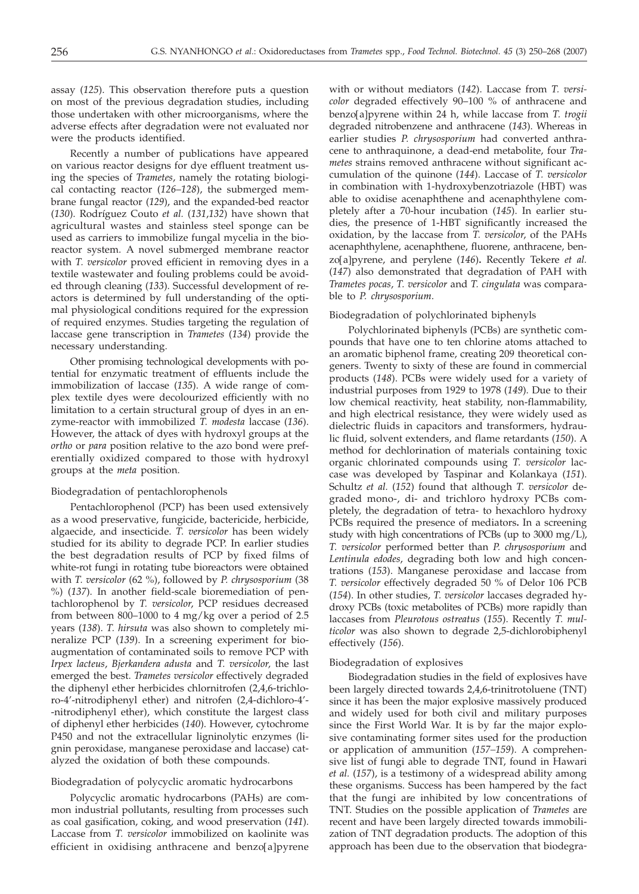assay (*125*). This observation therefore puts a question on most of the previous degradation studies, including those undertaken with other microorganisms, where the adverse effects after degradation were not evaluated nor were the products identified.

Recently a number of publications have appeared on various reactor designs for dye effluent treatment using the species of *Trametes*, namely the rotating biological contacting reactor (*126–128*), the submerged membrane fungal reactor (*129*), and the expanded-bed reactor (*130*). Rodríguez Couto *et al.* (*131,132*) have shown that agricultural wastes and stainless steel sponge can be used as carriers to immobilize fungal mycelia in the bioreactor system. A novel submerged membrane reactor with *T. versicolor* proved efficient in removing dyes in a textile wastewater and fouling problems could be avoided through cleaning (*133*). Successful development of reactors is determined by full understanding of the optimal physiological conditions required for the expression of required enzymes. Studies targeting the regulation of laccase gene transcription in *Trametes* (*134*) provide the necessary understanding.

Other promising technological developments with potential for enzymatic treatment of effluents include the immobilization of laccase (*135*). A wide range of complex textile dyes were decolourized efficiently with no limitation to a certain structural group of dyes in an enzyme-reactor with immobilized *T. modesta* laccase (*136*). However, the attack of dyes with hydroxyl groups at the *ortho* or *para* position relative to the azo bond were preferentially oxidized compared to those with hydroxyl groups at the *meta* position.

### Biodegradation of pentachlorophenols

Pentachlorophenol (PCP) has been used extensively as a wood preservative, fungicide, bactericide, herbicide, algaecide, and insecticide. *T. versicolor* has been widely studied for its ability to degrade PCP. In earlier studies the best degradation results of PCP by fixed films of white-rot fungi in rotating tube bioreactors were obtained with *T. versicolor* (62 %), followed by *P. chrysosporium* (38 %) (*137*). In another field-scale bioremediation of pentachlorophenol by *T. versicolor*, PCP residues decreased from between 800–1000 to 4 mg/kg over a period of 2.5 years (*138*). *T. hirsuta* was also shown to completely mineralize PCP (*139*). In a screening experiment for bioaugmentation of contaminated soils to remove PCP with *Irpex lacteus*, *Bjerkandera adusta* and *T. versicolor*, the last emerged the best. *Trametes versicolor* effectively degraded the diphenyl ether herbicides chlornitrofen (2,4,6-trichloro-4'-nitrodiphenyl ether) and nitrofen (2,4-dichloro-4'-nitrodiphenyl ether), which constitute the largest class of diphenyl ether herbicides (*140*). However, cytochrome P450 and not the extracellular ligninolytic enzymes (lignin peroxidase, manganese peroxidase and laccase) catalyzed the oxidation of both these compounds.

### Biodegradation of polycyclic aromatic hydrocarbons

Polycyclic aromatic hydrocarbons (PAHs) are common industrial pollutants, resulting from processes such as coal gasification, coking, and wood preservation (*141*). Laccase from *T. versicolor* immobilized on kaolinite was efficient in oxidising anthracene and benzo[a]pyrene with or without mediators (*142*). Laccase from *T. versicolor* degraded effectively 90–100 % of anthracene and benzo[a]pyrene within 24 h, while laccase from *T. trogii* degraded nitrobenzene and anthracene (*143*). Whereas in earlier studies *P. chrysosporium* had converted anthracene to anthraquinone, a dead-end metabolite, four *Trametes* strains removed anthracene without significant accumulation of the quinone (*144*). Laccase of *T. versicolor* in combination with 1-hydroxybenzotriazole (HBT) was able to oxidise acenaphthene and acenaphthylene completely after a 70-hour incubation (*145*). In earlier studies, the presence of 1-HBT significantly increased the oxidation, by the laccase from *T. versicolor*, of the PAHs acenaphthylene, acenaphthene, fluorene, anthracene, benzo[a]pyrene, and perylene (*146*). Recently Tekere *et al.* (*147*) also demonstrated that degradation of PAH with *Trametes pocas*, *T. versicolor* and *T. cingulata* was comparable to *P. chrysosporium*.

### Biodegradation of polychlorinated biphenyls

Polychlorinated biphenyls (PCBs) are synthetic compounds that have one to ten chlorine atoms attached to an aromatic biphenol frame, creating 209 theoretical congeners. Twenty to sixty of these are found in commercial products (*148*). PCBs were widely used for a variety of industrial purposes from 1929 to 1978 (*149*). Due to their low chemical reactivity, heat stability, non-flammability, and high electrical resistance, they were widely used as dielectric fluids in capacitors and transformers, hydraulic fluid, solvent extenders, and flame retardants (*150*). A method for dechlorination of materials containing toxic organic chlorinated compounds using *T. versicolor* laccase was developed by Taspinar and Kolankaya (*151*). Schultz *et al.* (*152*) found that although *T. versicolor* degraded mono-, di- and trichloro hydroxy PCBs completely, the degradation of tetra- to hexachloro hydroxy PCBs required the presence of mediators. In a screening study with high concentrations of PCBs (up to 3000 mg/L), *T. versicolor* performed better than *P. chrysosporium* and *Lentinula edodes*, degrading both low and high concentrations (*153*). Manganese peroxidase and laccase from *T. versicolor* effectively degraded 50 % of Delor 106 PCB (*154*). In other studies, *T. versicolor* laccases degraded hydroxy PCBs (toxic metabolites of PCBs) more rapidly than laccases from *Pleurotous ostreatus* (*155*). Recently *T. multicolor* was also shown to degrade 2,5-dichlorobiphenyl effectively (*156*).

### Biodegradation of explosives

Biodegradation studies in the field of explosives have been largely directed towards 2,4,6-trinitrotoluene (TNT) since it has been the major explosive massively produced and widely used for both civil and military purposes since the First World War. It is by far the major explosive contaminating former sites used for the production or application of ammunition (*157–159*). A comprehensive list of fungi able to degrade TNT, found in Hawari *et al.* (*157*), is a testimony of a widespread ability among these organisms. Success has been hampered by the fact that the fungi are inhibited by low concentrations of TNT. Studies on the possible application of *Trametes* are recent and have been largely directed towards immobilization of TNT degradation products. The adoption of this approach has been due to the observation that biodegra-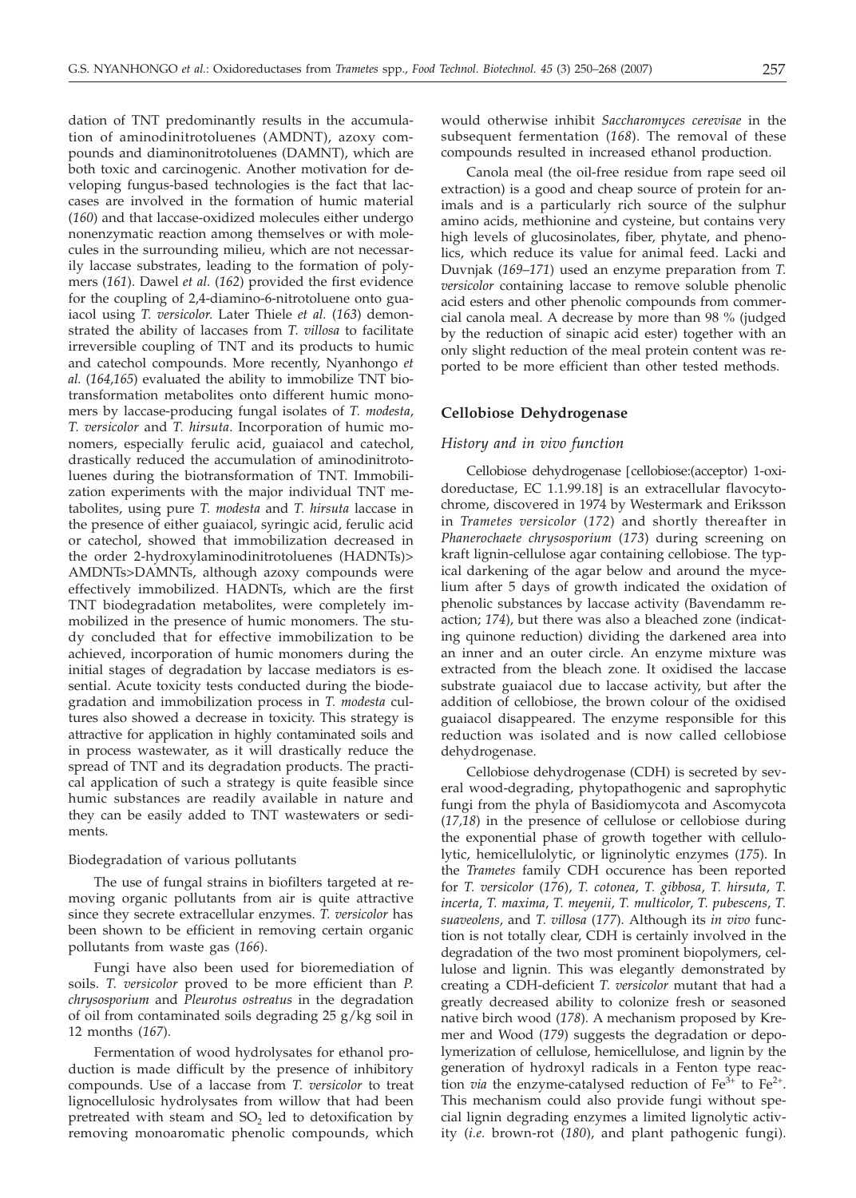dation of TNT predominantly results in the accumulation of aminodinitrotoluenes (AMDNT), azoxy compounds and diaminonitrotoluenes (DAMNT), which are both toxic and carcinogenic. Another motivation for developing fungus-based technologies is the fact that laccases are involved in the formation of humic material (*160*) and that laccase-oxidized molecules either undergo nonenzymatic reaction among themselves or with molecules in the surrounding milieu, which are not necessarily laccase substrates, leading to the formation of polymers (*161*). Dawel *et al.* (*162*) provided the first evidence for the coupling of 2,4-diamino-6-nitrotoluene onto guaiacol using *T. versicolor.* Later Thiele *et al.* (*163*) demonstrated the ability of laccases from *T. villosa* to facilitate irreversible coupling of TNT and its products to humic and catechol compounds. More recently, Nyanhongo *et al.* (*164,165*) evaluated the ability to immobilize TNT biotransformation metabolites onto different humic monomers by laccase-producing fungal isolates of *T. modesta*, *T. versicolor* and *T. hirsuta*. Incorporation of humic monomers, especially ferulic acid, guaiacol and catechol, drastically reduced the accumulation of aminodinitrotoluenes during the biotransformation of TNT. Immobilization experiments with the major individual TNT metabolites, using pure *T. modesta* and *T. hirsuta* laccase in the presence of either guaiacol, syringic acid, ferulic acid or catechol, showed that immobilization decreased in the order 2-hydroxylaminodinitrotoluenes (HADNTs)> AMDNTs>DAMNTs, although azoxy compounds were effectively immobilized. HADNTs, which are the first TNT biodegradation metabolites, were completely immobilized in the presence of humic monomers. The study concluded that for effective immobilization to be achieved, incorporation of humic monomers during the initial stages of degradation by laccase mediators is essential. Acute toxicity tests conducted during the biodegradation and immobilization process in *T. modesta* cultures also showed a decrease in toxicity. This strategy is attractive for application in highly contaminated soils and in process wastewater, as it will drastically reduce the spread of TNT and its degradation products. The practical application of such a strategy is quite feasible since humic substances are readily available in nature and they can be easily added to TNT wastewaters or sediments.

#### Biodegradation of various pollutants

The use of fungal strains in biofilters targeted at removing organic pollutants from air is quite attractive since they secrete extracellular enzymes. *T. versicolor* has been shown to be efficient in removing certain organic pollutants from waste gas (*166*).

Fungi have also been used for bioremediation of soils. *T. versicolor* proved to be more efficient than *P. chrysosporium* and *Pleurotus ostreatus* in the degradation of oil from contaminated soils degrading 25 g/kg soil in 12 months (*167*).

Fermentation of wood hydrolysates for ethanol production is made difficult by the presence of inhibitory compounds. Use of a laccase from *T. versicolor* to treat lignocellulosic hydrolysates from willow that had been pretreated with steam and $SO_2$ led to detoxification by removing monoaromatic phenolic compounds, which would otherwise inhibit *Saccharomyces cerevisae* in the subsequent fermentation (*168*). The removal of these compounds resulted in increased ethanol production.

Canola meal (the oil-free residue from rape seed oil extraction) is a good and cheap source of protein for animals and is a particularly rich source of the sulphur amino acids, methionine and cysteine, but contains very high levels of glucosinolates, fiber, phytate, and phenolics, which reduce its value for animal feed. Lacki and Duvnjak (*169–171*) used an enzyme preparation from *T. versicolor* containing laccase to remove soluble phenolic acid esters and other phenolic compounds from commercial canola meal. A decrease by more than 98 % (judged by the reduction of sinapic acid ester) together with an only slight reduction of the meal protein content was reported to be more efficient than other tested methods.

## Cellobiose Dehydrogenase

### *History and in vivo function*

Cellobiose dehydrogenase [cellobiose:(acceptor) 1-oxidoreductase, EC 1.1.99.18] is an extracellular flavocytochrome, discovered in 1974 by Westermark and Eriksson in *Trametes versicolor* (*172*) and shortly thereafter in *Phanerochaete chrysosporium* (*173*) during screening on kraft lignin-cellulose agar containing cellobiose. The typical darkening of the agar below and around the mycelium after 5 days of growth indicated the oxidation of phenolic substances by laccase activity (Bavendamm reaction; *174*), but there was also a bleached zone (indicating quinone reduction) dividing the darkened area into an inner and an outer circle. An enzyme mixture was extracted from the bleach zone. It oxidised the laccase substrate guaiacol due to laccase activity, but after the addition of cellobiose, the brown colour of the oxidised guaiacol disappeared. The enzyme responsible for this reduction was isolated and is now called cellobiose dehydrogenase.

Cellobiose dehydrogenase (CDH) is secreted by several wood-degrading, phytopathogenic and saprophytic fungi from the phyla of Basidiomycota and Ascomycota (*17,18*) in the presence of cellulose or cellobiose during the exponential phase of growth together with cellulolytic, hemicellulolytic, or ligninolytic enzymes (*175*). In the *Trametes* family CDH occurence has been reported for *T. versicolor* (*176*), *T. cotonea*, *T. gibbosa*, *T. hirsuta*, *T. incerta*, *T. maxima*, *T. meyenii*, *T. multicolor*, *T. pubescens*, *T. suaveolens*, and *T. villosa* (*177*). Although its *in vivo* function is not totally clear, CDH is certainly involved in the degradation of the two most prominent biopolymers, cellulose and lignin. This was elegantly demonstrated by creating a CDH-deficient *T. versicolor* mutant that had a greatly decreased ability to colonize fresh or seasoned native birch wood (*178*). A mechanism proposed by Kremer and Wood (*179*) suggests the degradation or depolymerization of cellulose, hemicellulose, and lignin by the generation of hydroxyl radicals in a Fenton type reaction *via* the enzyme-catalysed reduction of $Fe^{3+}$ to $Fe^{2+}$. This mechanism could also provide fungi without special lignin degrading enzymes a limited lignolytic activity (*i.e.* brown-rot (*180*), and plant pathogenic fungi).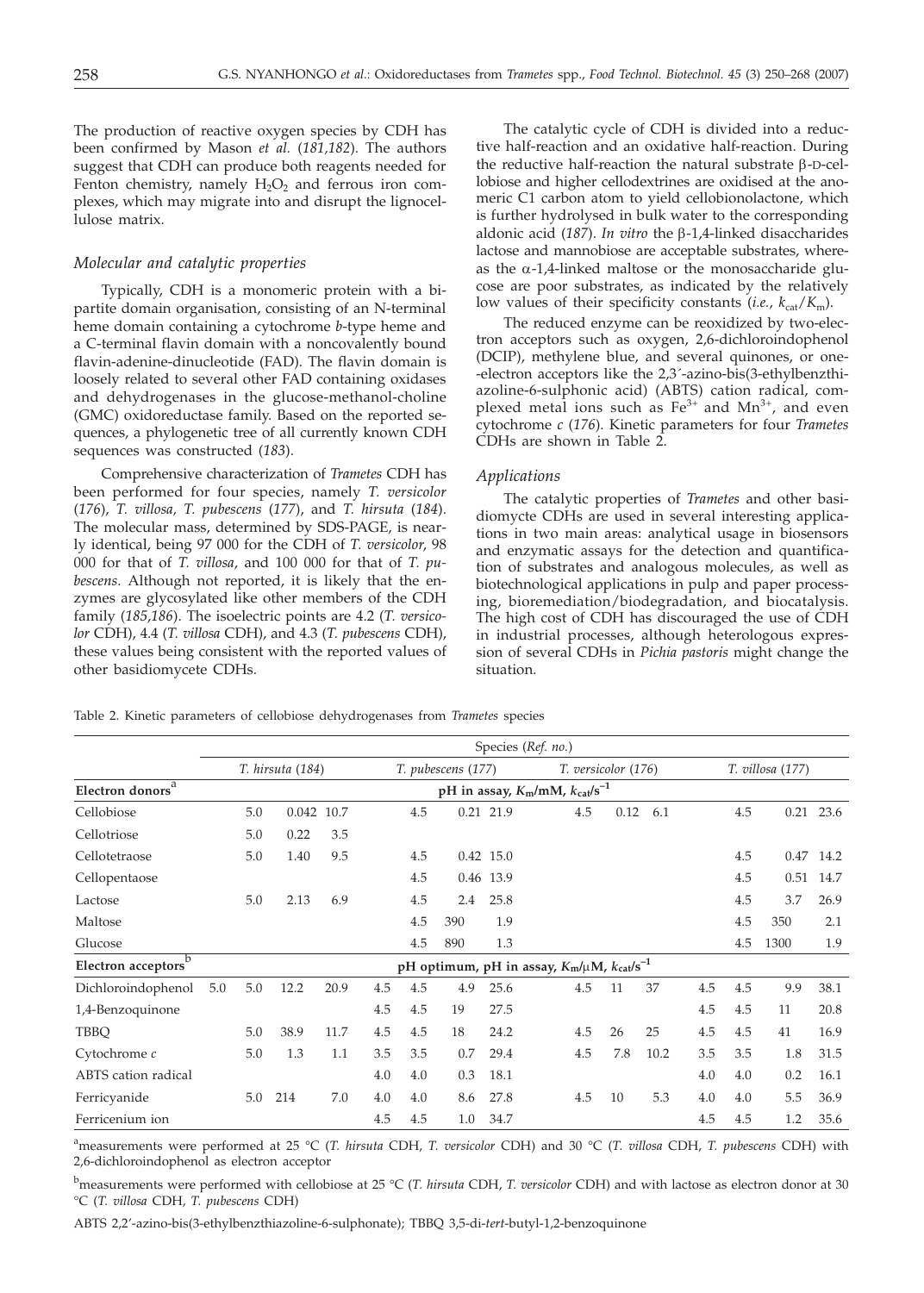The production of reactive oxygen species by CDH has been confirmed by Mason *et al.* (*181,182*). The authors suggest that CDH can produce both reagents needed for Fenton chemistry, namely $H_2O_2$ and ferrous iron complexes, which may migrate into and disrupt the lignocellulose matrix.

### *Molecular and catalytic properties*

Typically, CDH is a monomeric protein with a bipartite domain organisation, consisting of an N-terminal heme domain containing a cytochrome *b*-type heme and a C-terminal flavin domain with a noncovalently bound flavin-adenine-dinucleotide (FAD). The flavin domain is loosely related to several other FAD containing oxidases and dehydrogenases in the glucose-methanol-choline (GMC) oxidoreductase family. Based on the reported sequences, a phylogenetic tree of all currently known CDH sequences was constructed (*183*).

Comprehensive characterization of *Trametes* CDH has been performed for four species, namely *T. versicolor* (*176*), *T. villosa, T. pubescens* (*177*), and *T. hirsuta* (*184*). The molecular mass, determined by SDS-PAGE, is nearly identical, being 97 000 for the CDH of *T. versicolor*, 98 000 for that of *T. villosa*, and 100 000 for that of *T. pubescens*. Although not reported, it is likely that the enzymes are glycosylated like other members of the CDH family (*185,186*). The isoelectric points are 4.2 (*T. versicolor* CDH), 4.4 (*T. villosa* CDH), and 4.3 (*T. pubescens* CDH), these values being consistent with the reported values of other basidiomycete CDHs.

The catalytic cycle of CDH is divided into a reductive half-reaction and an oxidative half-reaction. During the reductive half-reaction the natural substrate β-D-cellobiose and higher cellodextrines are oxidised at the anomeric C1 carbon atom to yield cellobionolactone, which is further hydrolysed in bulk water to the corresponding aldonic acid (*187*). *In vitro* the β-1,4-linked disaccharides lactose and mannobiose are acceptable substrates, whereas the α-1,4-linked maltose or the monosaccharide glucose are poor substrates, as indicated by the relatively low values of their specificity constants (*i.e.*, $k_{cat}/K_m$).

The reduced enzyme can be reoxidized by two-electron acceptors such as oxygen, 2,6-dichloroindophenol (DCIP), methylene blue, and several quinones, or one-electron acceptors like the 2,3´-azino-bis(3-ethylbenzthiazoline-6-sulphonic acid) (ABTS) cation radical, complexed metal ions such as $Fe^{3+}$ and $Mn^{3+}$, and even cytochrome *c* (*176*). Kinetic parameters for four *Trametes* CDHs are shown in Table 2.

### *Applications*

The catalytic properties of *Trametes* and other basidiomycete CDHs are used in several interesting applications in two main areas: analytical usage in biosensors and enzymatic assays for the detection and quantification of substrates and analogous molecules, as well as biotechnological applications in pulp and paper processing, bioremediation/biodegradation, and biocatalysis. The high cost of CDH has discouraged the use of CDH in industrial processes, although heterologous expression of several CDHs in *Pichia pastoris* might change the situation.

Table 2. Kinetic parameters of cellobiose dehydrogenases from *Trametes* species

| | Species (Ref. no.) | | | | | | | | | | | | | | | |
|---|---|---|---|---|---|---|---|---|---|---|---|---|---|---|---|---|
| | *T. hirsuta* (184) | | | | *T. pubescens* (177) | | | | *T. versicolor* (176) | | | | *T. villosa* (177) | | | |
| **Electron donors**[a] | pH in assay, $K_m$/mM, $k_{cat}$/s$^{-1}$ | | | | | | | | | | | | | | | |
| Cellobiose | | 5.0 | 0.042 | 10.7 | | 4.5 | 0.21 | 21.9 | | 4.5 | 0.12 | 6.1 | | 4.5 | 0.21 | 23.6 |
| Cellotriose | | 5.0 | 0.22 | 3.5 | | | | | | | | | | | | |
| Cellotetraose | | 5.0 | 1.40 | 9.5 | | 4.5 | 0.42 | 15.0 | | | | | | 4.5 | 0.47 | 14.2 |
| Cellopentaose | | | | | | 4.5 | 0.46 | 13.9 | | | | | | 4.5 | 0.51 | 14.7 |
| Lactose | | 5.0 | 2.13 | 6.9 | | 4.5 | 2.4 | 25.8 | | | | | | 4.5 | 3.7 | 26.9 |
| Maltose | | | | | | 4.5 | 390 | 1.9 | | | | | | 4.5 | 350 | 2.1 |
| Glucose | | | | | | 4.5 | 890 | 1.3 | | | | | | 4.5 | 1300 | 1.9 |
| **Electron acceptors**[b] | pH optimum, pH in assay, $K_m$/μM, $k_{cat}$/s$^{-1}$ | | | | | | | | | | | | | | | |
| Dichloroindophenol | 5.0 | 5.0 | 12.2 | 20.9 | 4.5 | 4.5 | 4.9 | 25.6 | | 4.5 | 11 | 37 | 4.5 | 4.5 | 9.9 | 38.1 |
| 1,4-Benzoquinone | | | | | 4.5 | 4.5 | 19 | 27.5 | | | | | 4.5 | 4.5 | 11 | 20.8 |
| TBBQ | | 5.0 | 38.9 | 11.7 | 4.5 | 4.5 | 18 | 24.2 | | 4.5 | 26 | 25 | 4.5 | 4.5 | 41 | 16.9 |
| Cytochrome *c* | | 5.0 | 1.3 | 1.1 | 3.5 | 3.5 | 0.7 | 29.4 | | 4.5 | 7.8 | 10.2 | 3.5 | 3.5 | 1.8 | 31.5 |
| ABTS cation radical | | | | | 4.0 | 4.0 | 0.3 | 18.1 | | | | | 4.0 | 4.0 | 0.2 | 16.1 |
| Ferricyanide | | 5.0 | 214 | 7.0 | 4.0 | 4.0 | 8.6 | 27.8 | | 4.5 | 10 | 5.3 | 4.0 | 4.0 | 5.5 | 36.9 |
| Ferricenium ion | | | | | 4.5 | 4.5 | 1.0 | 34.7 | | | | | 4.5 | 4.5 | 1.2 | 35.6 |

[a]measurements were performed at 25 °C (*T. hirsuta* CDH, *T. versicolor* CDH) and 30 °C (*T. villosa* CDH, *T. pubescens* CDH) with 2,6-dichloroindophenol as electron acceptor

[b]measurements were performed with cellobiose at 25 °C (*T. hirsuta* CDH, *T. versicolor* CDH) and with lactose as electron donor at 30 °C (*T. villosa* CDH, *T. pubescens* CDH)

ABTS 2,2'-azino-bis(3-ethylbenzthiazoline-6-sulphonate); TBBQ 3,5-di-*tert*-butyl-1,2-benzoquinone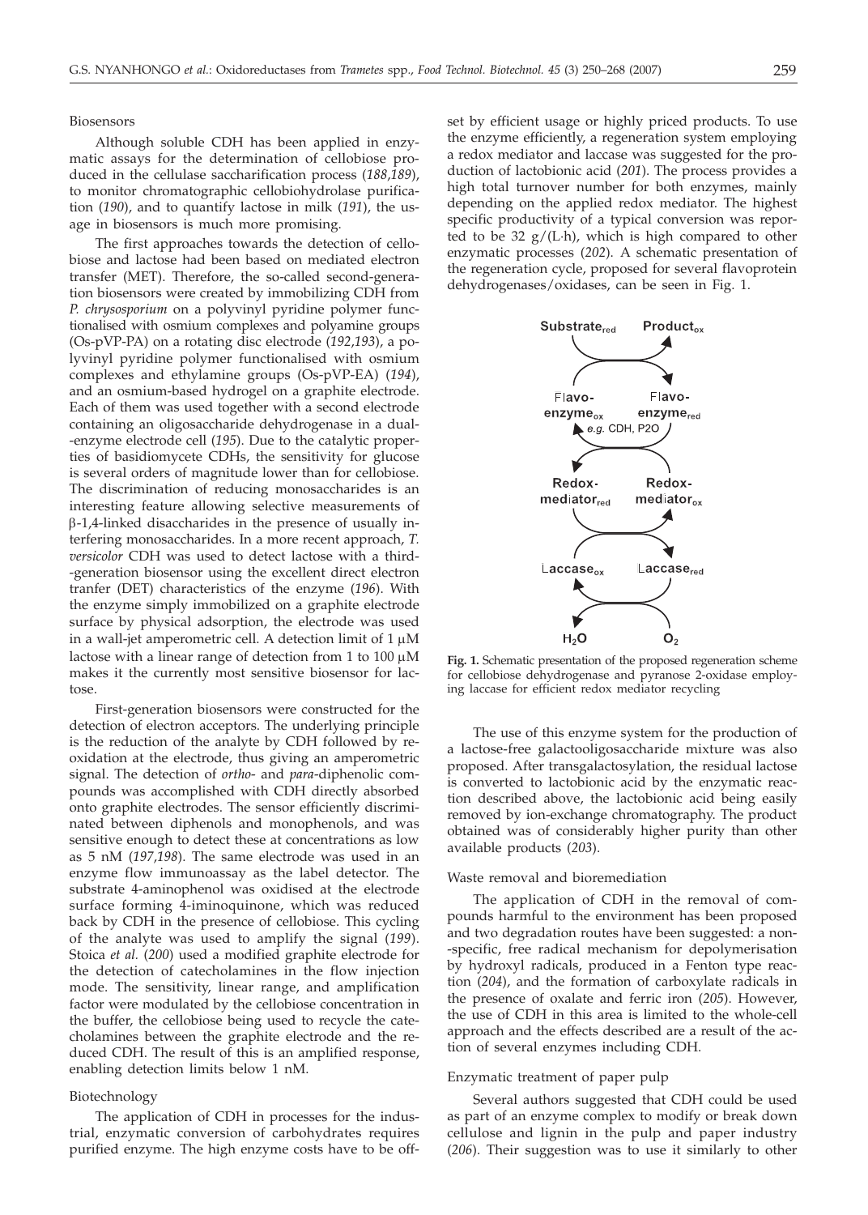### Biosensors

Although soluble CDH has been applied in enzymatic assays for the determination of cellobiose produced in the cellulase saccharification process (*188,189*), to monitor chromatographic cellobiohydrolase purification (*190*), and to quantify lactose in milk (*191*), the usage in biosensors is much more promising.

The first approaches towards the detection of cellobiose and lactose had been based on mediated electron transfer (MET). Therefore, the so-called second-generation biosensors were created by immobilizing CDH from *P. chrysosporium* on a polyvinyl pyridine polymer functionalised with osmium complexes and polyamine groups (Os-pVP-PA) on a rotating disc electrode (*192,193*), a polyvinyl pyridine polymer functionalised with osmium complexes and ethylamine groups (Os-pVP-EA) (*194*), and an osmium-based hydrogel on a graphite electrode. Each of them was used together with a second electrode containing an oligosaccharide dehydrogenase in a dual-enzyme electrode cell (*195*). Due to the catalytic properties of basidiomycete CDHs, the sensitivity for glucose is several orders of magnitude lower than for cellobiose. The discrimination of reducing monosaccharides is an interesting feature allowing selective measurements of β-1,4-linked disaccharides in the presence of usually interfering monosaccharides. In a more recent approach, *T. versicolor* CDH was used to detect lactose with a third-generation biosensor using the excellent direct electron tranfer (DET) characteristics of the enzyme (*196*). With the enzyme simply immobilized on a graphite electrode surface by physical adsorption, the electrode was used in a wall-jet amperometric cell. A detection limit of 1 μM lactose with a linear range of detection from 1 to 100 μM makes it the currently most sensitive biosensor for lactose.

First-generation biosensors were constructed for the detection of electron acceptors. The underlying principle is the reduction of the analyte by CDH followed by reoxidation at the electrode, thus giving an amperometric signal. The detection of *ortho*- and *para*-diphenolic compounds was accomplished with CDH directly absorbed onto graphite electrodes. The sensor efficiently discriminated between diphenols and monophenols, and was sensitive enough to detect these at concentrations as low as 5 nM (*197,198*). The same electrode was used in an enzyme flow immunoassay as the label detector. The substrate 4-aminophenol was oxidised at the electrode surface forming 4-iminoquinone, which was reduced back by CDH in the presence of cellobiose. This cycling of the analyte was used to amplify the signal (*199*). Stoica *et al.* (*200*) used a modified graphite electrode for the detection of catecholamines in the flow injection mode. The sensitivity, linear range, and amplification factor were modulated by the cellobiose concentration in the buffer, the cellobiose being used to recycle the catecholamines between the graphite electrode and the reduced CDH. The result of this is an amplified response, enabling detection limits below 1 nM.

### Biotechnology

The application of CDH in processes for the industrial, enzymatic conversion of carbohydrates requires purified enzyme. The high enzyme costs have to be offset by efficient usage or highly priced products. To use the enzyme efficiently, a regeneration system employing a redox mediator and laccase was suggested for the production of lactobionic acid (*201*). The process provides a high total turnover number for both enzymes, mainly depending on the applied redox mediator. The highest specific productivity of a typical conversion was reported to be 32 g/(L·h), which is high compared to other enzymatic processes (*202*). A schematic presentation of the regeneration cycle, proposed for several flavoprotein dehydrogenases/oxidases, can be seen in Fig. 1.

Substrate$_{red}$ Product$_{ox}$

Flavo-enzyme$_{ox}$ Flavo-enzyme$_{red}$

*e.g.* CDH, P2O

Redox-mediator$_{red}$ Redox-mediator$_{ox}$

Laccase$_{ox}$ Laccase$_{red}$

$H_2O$ $O_2$

**Fig. 1.** Schematic presentation of the proposed regeneration scheme for cellobiose dehydrogenase and pyranose 2-oxidase employing laccase for efficient redox mediator recycling

The use of this enzyme system for the production of a lactose-free galactooligosaccharide mixture was also proposed. After transgalactosylation, the residual lactose is converted to lactobionic acid by the enzymatic reaction described above, the lactobionic acid being easily removed by ion-exchange chromatography. The product obtained was of considerably higher purity than other available products (*203*).

### Waste removal and bioremediation

The application of CDH in the removal of compounds harmful to the environment has been proposed and two degradation routes have been suggested: a non-specific, free radical mechanism for depolymerisation by hydroxyl radicals, produced in a Fenton type reaction (*204*), and the formation of carboxylate radicals in the presence of oxalate and ferric iron (*205*). However, the use of CDH in this area is limited to the whole-cell approach and the effects described are a result of the action of several enzymes including CDH.

### Enzymatic treatment of paper pulp

Several authors suggested that CDH could be used as part of an enzyme complex to modify or break down cellulose and lignin in the pulp and paper industry (*206*). Their suggestion was to use it similarly to other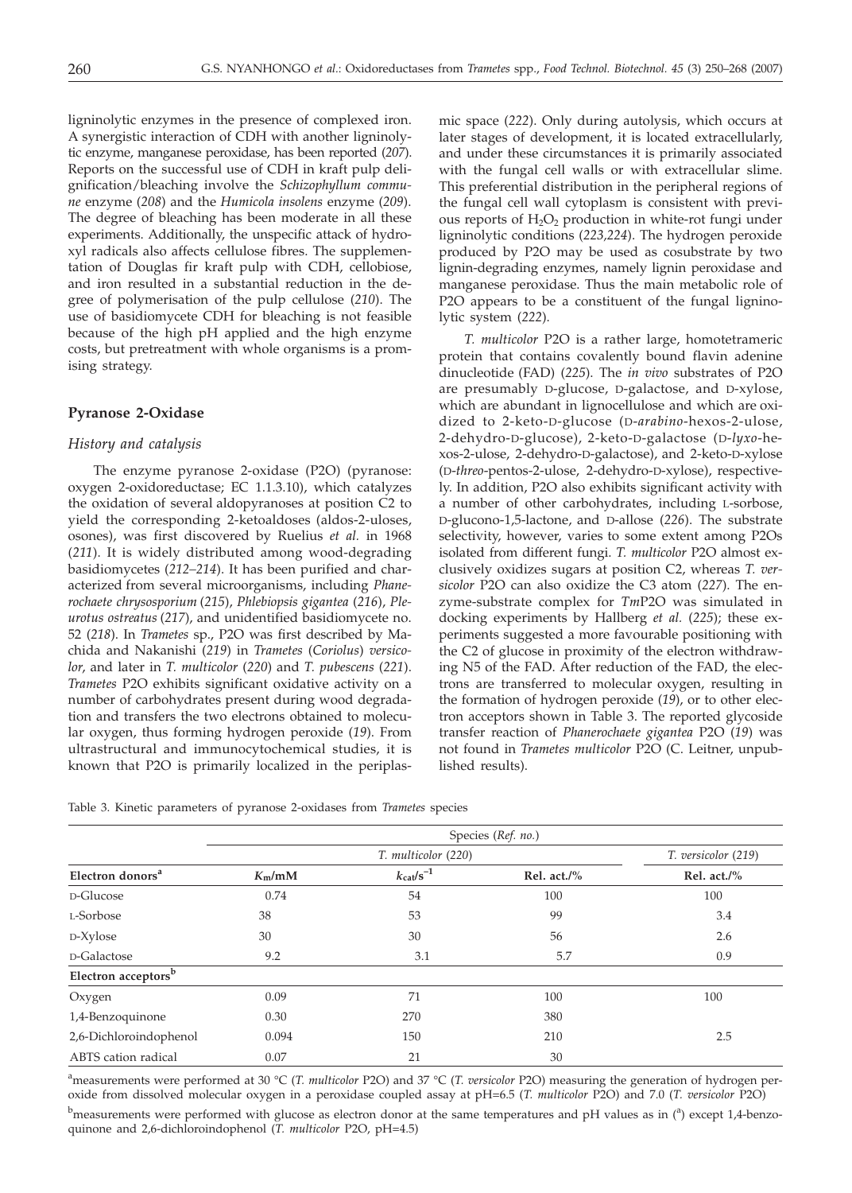ligninolytic enzymes in the presence of complexed iron. A synergistic interaction of CDH with another ligninolytic enzyme, manganese peroxidase, has been reported (*207*). Reports on the successful use of CDH in kraft pulp delignification/bleaching involve the *Schizophyllum commune* enzyme (*208*) and the *Humicola insolens* enzyme (*209*). The degree of bleaching has been moderate in all these experiments. Additionally, the unspecific attack of hydroxyl radicals also affects cellulose fibres. The supplementation of Douglas fir kraft pulp with CDH, cellobiose, and iron resulted in a substantial reduction in the degree of polymerisation of the pulp cellulose (*210*). The use of basidiomycete CDH for bleaching is not feasible because of the high pH applied and the high enzyme costs, but pretreatment with whole organisms is a promising strategy.

## Pyranose 2-Oxidase

### *History and catalysis*

The enzyme pyranose 2-oxidase (P2O) (pyranose: oxygen 2-oxidoreductase; EC 1.1.3.10), which catalyzes the oxidation of several aldopyranoses at position C2 to yield the corresponding 2-ketoaldoses (aldos-2-uloses, osones), was first discovered by Ruelius *et al.* in 1968 (*211*). It is widely distributed among wood-degrading basidiomycetes (*212–214*). It has been purified and characterized from several microorganisms, including *Phanerochaete chrysosporium* (*215*), *Phlebiopsis gigantea* (*216*), *Pleurotus ostreatus* (*217*), and unidentified basidiomycete no. 52 (*218*). In *Trametes* sp., P2O was first described by Machida and Nakanishi (*219*) in *Trametes* (*Coriolus*) *versicolor*, and later in *T. multicolor* (*220*) and *T. pubescens* (*221*). *Trametes* P2O exhibits significant oxidative activity on a number of carbohydrates present during wood degradation and transfers the two electrons obtained to molecular oxygen, thus forming hydrogen peroxide (*19*). From ultrastructural and immunocytochemical studies, it is known that P2O is primarily localized in the periplasmic space (*222*). Only during autolysis, which occurs at later stages of development, it is located extracellularly, and under these circumstances it is primarily associated with the fungal cell walls or with extracellular slime. This preferential distribution in the peripheral regions of the fungal cell wall cytoplasm is consistent with previous reports of $H_2O_2$ production in white-rot fungi under ligninolytic conditions (*223,224*). The hydrogen peroxide produced by P2O may be used as cosubstrate by two lignin-degrading enzymes, namely lignin peroxidase and manganese peroxidase. Thus the main metabolic role of P2O appears to be a constituent of the fungal ligninolytic system (*222*).

*T. multicolor* P2O is a rather large, homotetrameric protein that contains covalently bound flavin adenine dinucleotide (FAD) (*225*). The *in vivo* substrates of P2O are presumably D-glucose, D-galactose, and D-xylose, which are abundant in lignocellulose and which are oxidized to 2-keto-D-glucose (D-*arabino*-hexos-2-ulose, 2-dehydro-D-glucose), 2-keto-D-galactose (D-*lyxo*-hexos-2-ulose, 2-dehydro-D-galactose), and 2-keto-D-xylose (D-*threo*-pentos-2-ulose, 2-dehydro-D-xylose), respectively. In addition, P2O also exhibits significant activity with a number of other carbohydrates, including L-sorbose, D-glucono-1,5-lactone, and D-allose (*226*). The substrate selectivity, however, varies to some extent among P2Os isolated from different fungi. *T. multicolor* P2O almost exclusively oxidizes sugars at position C2, whereas *T. versicolor* P2O can also oxidize the C3 atom (*227*). The enzyme-substrate complex for *Tm*P2O was simulated in docking experiments by Hallberg *et al.* (*225*); these experiments suggested a more favourable positioning with the C2 of glucose in proximity of the electron withdrawing N5 of the FAD. After reduction of the FAD, the electrons are transferred to molecular oxygen, resulting in the formation of hydrogen peroxide (*19*), or to other electron acceptors shown in Table 3. The reported glycoside transfer reaction of *Phanerochaete gigantea* P2O (*19*) was not found in *Trametes multicolor* P2O (C. Leitner, unpublished results).

Table 3. Kinetic parameters of pyranose 2-oxidases from *Trametes* species

| | Species (*Ref. no.*) | | | |
|---|---|---|---|---|
| | *T. multicolor* (220) | | | *T. versicolor* (219) |
| **Electron donors**[a] | $K_m$/mM | $k_{cat}$/s$^{-1}$ | **Rel. act./%** | **Rel. act./%** |
| D-Glucose | 0.74 | 54 | 100 | 100 |
| L-Sorbose | 38 | 53 | 99 | 3.4 |
| D-Xylose | 30 | 30 | 56 | 2.6 |
| D-Galactose | 9.2 | 3.1 | 5.7 | 0.9 |
| **Electron acceptors**[b] | | | | |
| Oxygen | 0.09 | 71 | 100 | 100 |
| 1,4-Benzoquinone | 0.30 | 270 | 380 | |
| 2,6-Dichloroindophenol | 0.094 | 150 | 210 | 2.5 |
| ABTS cation radical | 0.07 | 21 | 30 | |

[a]measurements were performed at 30 °C (*T. multicolor* P2O) and 37 °C (*T. versicolor* P2O) measuring the generation of hydrogen peroxide from dissolved molecular oxygen in a peroxidase coupled assay at pH=6.5 (*T. multicolor* P2O) and 7.0 (*T. versicolor* P2O)

[b]measurements were performed with glucose as electron donor at the same temperatures and pH values as in ([a]) except 1,4-benzoquinone and 2,6-dichloroindophenol (*T. multicolor* P2O, pH=4.5)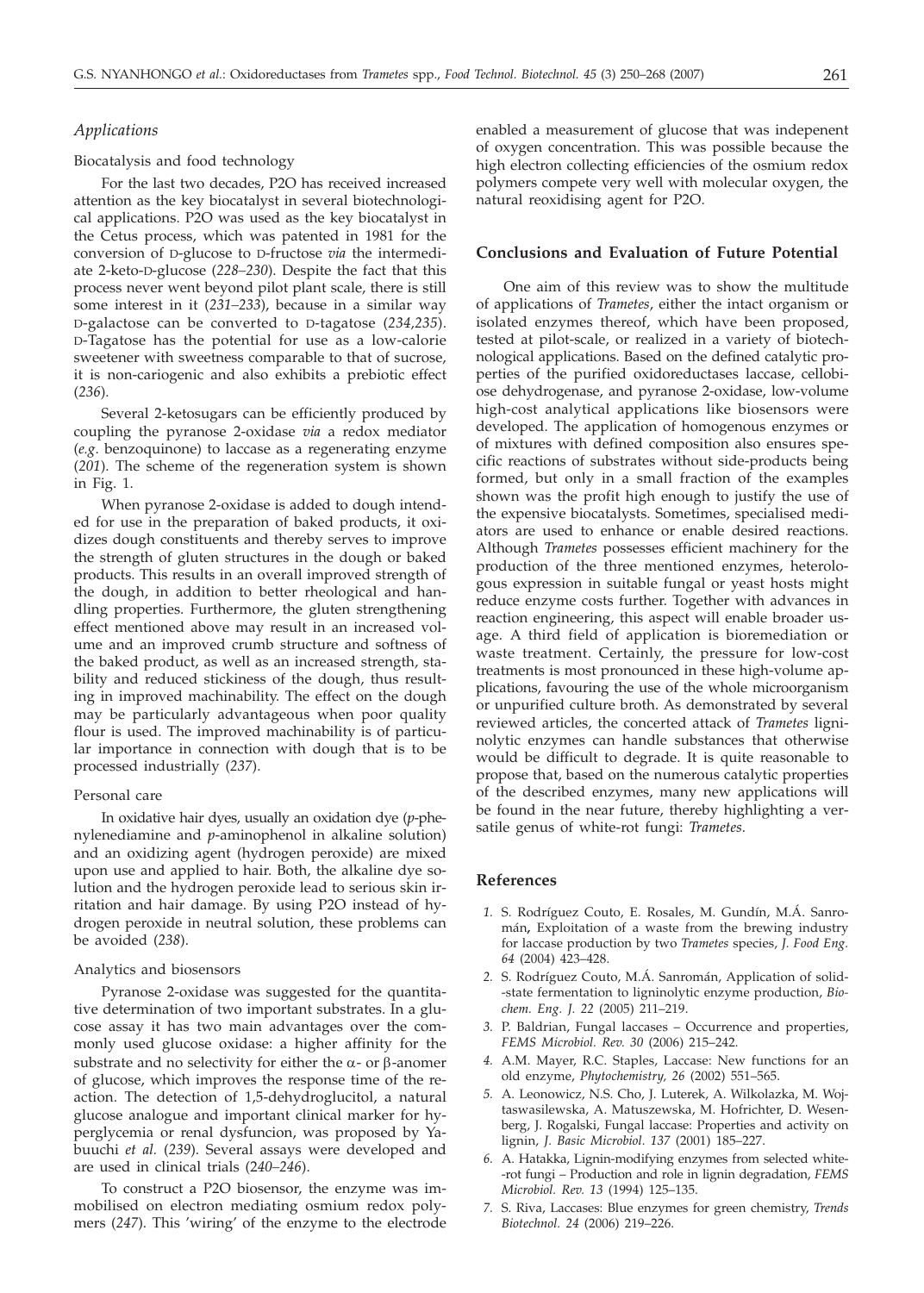### *Applications*

#### Biocatalysis and food technology

For the last two decades, P2O has received increased attention as the key biocatalyst in several biotechnological applications. P2O was used as the key biocatalyst in the Cetus process, which was patented in 1981 for the conversion of D-glucose to D-fructose *via* the intermediate 2-keto-D-glucose (*228–230*). Despite the fact that this process never went beyond pilot plant scale, there is still some interest in it (*231–233*), because in a similar way D-galactose can be converted to D-tagatose (*234,235*). D-Tagatose has the potential for use as a low-calorie sweetener with sweetness comparable to that of sucrose, it is non-cariogenic and also exhibits a prebiotic effect (*236*).

Several 2-ketosugars can be efficiently produced by coupling the pyranose 2-oxidase *via* a redox mediator (*e.g.* benzoquinone) to laccase as a regenerating enzyme (*201*). The scheme of the regeneration system is shown in Fig. 1.

When pyranose 2-oxidase is added to dough intended for use in the preparation of baked products, it oxidizes dough constituents and thereby serves to improve the strength of gluten structures in the dough or baked products. This results in an overall improved strength of the dough, in addition to better rheological and handling properties. Furthermore, the gluten strengthening effect mentioned above may result in an increased volume and an improved crumb structure and softness of the baked product, as well as an increased strength, stability and reduced stickiness of the dough, thus resulting in improved machinability. The effect on the dough may be particularly advantageous when poor quality flour is used. The improved machinability is of particular importance in connection with dough that is to be processed industrially (*237*).

#### Personal care

In oxidative hair dyes, usually an oxidation dye (*p*-phenylenediamine and *p*-aminophenol in alkaline solution) and an oxidizing agent (hydrogen peroxide) are mixed upon use and applied to hair. Both, the alkaline dye solution and the hydrogen peroxide lead to serious skin irritation and hair damage. By using P2O instead of hydrogen peroxide in neutral solution, these problems can be avoided (*238*).

#### Analytics and biosensors

Pyranose 2-oxidase was suggested for the quantitative determination of two important substrates. In a glucose assay it has two main advantages over the commonly used glucose oxidase: a higher affinity for the substrate and no selectivity for either the α- or β-anomer of glucose, which improves the response time of the reaction. The detection of 1,5-dehydroglucitol, a natural glucose analogue and important clinical marker for hyperglycemia or renal dysfuncion, was proposed by Yabuuchi *et al.* (*239*). Several assays were developed and are used in clinical trials (*240–246*).

To construct a P2O biosensor, the enzyme was immobilised on electron mediating osmium redox polymers (*247*). This 'wiring' of the enzyme to the electrode enabled a measurement of glucose that was indepenent of oxygen concentration. This was possible because the high electron collecting efficiencies of the osmium redox polymers compete very well with molecular oxygen, the natural reoxidising agent for P2O.

## Conclusions and Evaluation of Future Potential

One aim of this review was to show the multitude of applications of *Trametes*, either the intact organism or isolated enzymes thereof, which have been proposed, tested at pilot-scale, or realized in a variety of biotechnological applications. Based on the defined catalytic properties of the purified oxidoreductases laccase, cellobiose dehydrogenase, and pyranose 2-oxidase, low-volume high-cost analytical applications like biosensors were developed. The application of homogenous enzymes or of mixtures with defined composition also ensures specific reactions of substrates without side-products being formed, but only in a small fraction of the examples shown was the profit high enough to justify the use of the expensive biocatalysts. Sometimes, specialised mediators are used to enhance or enable desired reactions. Although *Trametes* possesses efficient machinery for the production of the three mentioned enzymes, heterologous expression in suitable fungal or yeast hosts might reduce enzyme costs further. Together with advances in reaction engineering, this aspect will enable broader usage. A third field of application is bioremediation or waste treatment. Certainly, the pressure for low-cost treatments is most pronounced in these high-volume applications, favouring the use of the whole microorganism or unpurified culture broth. As demonstrated by several reviewed articles, the concerted attack of *Trametes* ligninolytic enzymes can handle substances that otherwise would be difficult to degrade. It is quite reasonable to propose that, based on the numerous catalytic properties of the described enzymes, many new applications will be found in the near future, thereby highlighting a versatile genus of white-rot fungi: *Trametes*.

## References

1. S. Rodríguez Couto, E. Rosales, M. Gundín, M.Á. Sanromán, Exploitation of a waste from the brewing industry for laccase production by two *Trametes* species, *J. Food Eng. 64* (2004) 423–428.
2. S. Rodríguez Couto, M.Á. Sanromán, Application of solid-state fermentation to ligninolytic enzyme production, *Biochem. Eng. J. 22* (2005) 211–219.
3. P. Baldrian, Fungal laccases – Occurrence and properties, *FEMS Microbiol. Rev. 30* (2006) 215–242.
4. A.M. Mayer, R.C. Staples, Laccase: New functions for an old enzyme, *Phytochemistry, 26* (2002) 551–565.
5. A. Leonowicz, N.S. Cho, J. Luterek, A. Wilkolazka, M. Wojtaswasilewska, A. Matuszewska, M. Hofrichter, D. Wesenberg, J. Rogalski, Fungal laccase: Properties and activity on lignin, *J. Basic Microbiol. 137* (2001) 185–227.
6. A. Hatakka, Lignin-modifying enzymes from selected white-rot fungi – Production and role in lignin degradation, *FEMS Microbiol. Rev. 13* (1994) 125–135.
7. S. Riva, Laccases: Blue enzymes for green chemistry, *Trends Biotechnol. 24* (2006) 219–226.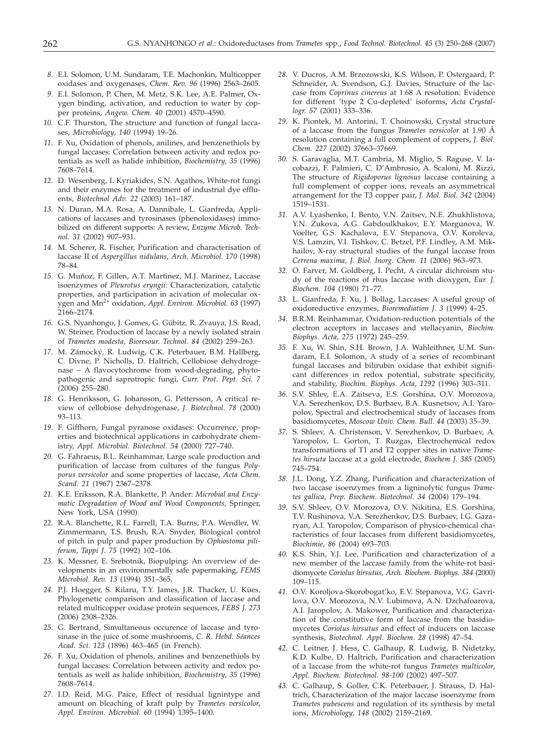*8.* E.I. Solomon, U.M. Sundaram, T.E. Machonkin, Multicopper oxidases and oxygenases, *Chem. Rev. 96* (1996) 2563–2605.

*9.* E.I. Solomon, P. Chen, M. Metz, S.K. Lee, A.E. Palmer, Oxygen binding, activation, and reduction to water by copper proteins, *Angew. Chem. 40* (2001) 4570–4590.

*10.* C.F. Thurston, The structure and function of fungal laccases, *Microbiology*, *140* (1994) 19–26.

*11.* F. Xu, Oxidation of phenols, anilines, and benzenethiols by fungal laccases: Correlation between activity and redox potentials as well as halide inhibition, *Biochemistry*, *35* (1996) 7608–7614.

*12.* D. Wesenberg, I. Kyriakides, S.N. Agathos, White-rot fungi and their enzymes for the treatment of industrial dye effluents, *Biotechnol Adv. 22* (2003) 161–187.

*13.* N. Duran, M.A. Rosa, A. Dannibale, L. Gianfreda, Applications of laccases and tyrosinases (phenoloxidases) immobilized on different supports: A review, *Enzyme Microb. Technol. 31* (2002) 907–931.

*14.* M. Scherer, R. Fischer, Purification and characterisation of laccase II of *Aspergillus nidulans*, *Arch. Microbiol. 170* (1998) 78–84.

*15.* G. Muñoz, F. Gillen, A.T. Martinez, M.J. Marinez, Laccase isoenzymes of *Pleurotus eryngii*: Characterization, catalytic properties, and participation in acivation of molecular oxygen and $Mn^{2+}$ oxidation, *Appl. Environ. Microbiol. 63* (1997) 2166–2174.

*16.* G.S. Nyanhongo, J. Gomes, G. Gübitz, R. Zvauya, J.S. Read, W. Steiner, Production of laccase by a newly isolated strain of *Trametes modesta*, *Bioresour. Technol. 84* (2002) 259–263.

*17.* M. Zámocký, R. Ludwig, C.K. Peterbauer, B.M. Hallberg, C. Divne, P. Nicholls, D. Haltrich, Cellobiose dehydrogenase – A flavocytochrome from wood-degrading, phytopathogenic and saprotropic fungi, *Curr. Prot. Pept. Sci. 7* (2006) 255–280.

*18.* G. Henriksson, G. Johansson, G. Pettersson, A critical review of cellobiose dehydrogenase, *J. Biotechnol. 78* (2000) 93–113.

*19.* F. Giffhorn, Fungal pyranose oxidases: Occurrence, properties and biotechnical applications in carbohydrate chemistry, *Appl. Microbiol. Biotechnol. 54* (2000) 727–740.

*20.* G. Fahraeus, B.L. Reinhammar, Large scale production and purification of laccase from cultures of the fungus *Polyporus versicolor* and some properties of laccase, *Acta Chem. Scand. 21* (1967) 2367–2378.

*21.* K.E. Eriksson, R.A. Blankette, P. Ander: *Microbial and Enzymatic Degradation of Wood and Wood Components*, Springer, New York, USA (1990).

*22.* R.A. Blanchette, R.L. Farrell, T.A. Burns, P.A. Wendler, W. Zimmermann, T.S. Brush, R.A. Snyder, Biological control of pitch in pulp and paper production by *Ophiostoma piliferum*, *Tappi J. 75* (1992) 102–106.

*23.* K. Messner, E. Srebotnik, Biopulping: An overview of developments in an environmentally safe papermaking, *FEMS Microbiol. Rev. 13* (1994) 351–365.

*24.* P.J. Hoegger, S. Kilaru, T.Y. James, J.R. Thacker, U. Kües, Phylogenetic comparison and classification of laccase and related multicopper oxidase protein sequences, *FEBS J. 273* (2006) 2308–2326.

*25.* G. Bertrand, Simultaneous occurence of laccase and tyrosinase in the juice of some mushrooms, *C. R. Hebd. Séances Acad. Sci. 123* (1896) 463–465 (in French).

*26.* F. Xu, Oxidation of phenols, anilines and benzenethiols by fungal laccases: Correlation between activity and redox potentials as well as halide inhibition, *Biochemistry*, *35* (1996) 7608–7614.

*27.* I.D. Reid, M.G. Paice, Effect of residual lignintype and amount on bleaching of kraft pulp by *Trametes versicolor*, *Appl. Environ. Microbiol. 60* (1994) 1395–1400.

*28.* V. Ducros, A.M. Brzozowski, K.S. Wilson, P. Ostergaard, P. Schneider, A. Svendson, G.J. Davies, Structure of the laccase from *Coprinus cinereus* at 1.68 A resolution: Evidence for different 'type 2 Cu-depleted' isoforms, *Acta Crystallogr. 57* (2001) 333–336.

*29.* K. Piontek, M. Antorini, T. Choinowski, Crystal structure of a laccase from the fungus *Trametes versicolor* at 1.90 Å resolution containing a full complement of coppers, *J. Biol. Chem. 227* (2002) 37663–37669.

*30.* S. Garavaglia, M.T. Cambria, M. Miglio, S. Raguse, V. Iacobazzi, F. Palmieri, C. D'Ambrosio, A. Scaloni, M. Rizzi, The structure of *Rigidoporus lignosus* laccase containing a full complement of copper ions, reveals an asymmetrical arrangement for the T3 copper pair, *J. Mol. Biol. 342* (2004) 1519–1531.

*31.* A.V. Lyashenko, I. Bento, V.N. Zaitsev, N.E. Zhukhlistova, Y.N. Zukova, A.G. Gabdoulkhakov, E.Y. Morgunova, W. Voelter, G.S. Kachalova, E.V. Stepanova, O.V. Koroleva, V.S. Lamzin, V.I. Tishkov, C. Betzel, P.F. Lindley, A.M. Mikhailov, X-ray structural studies of the fungal laccase from *Cerrena maxima*, *J. Biol. Inorg. Chem. 11* (2006) 963–973.

*32.* O. Farver, M. Goldberg, I. Pecht, A circular dichroism study of the reactions of rhus laccase with dioxygen, *Eur. J. Biochem. 104* (1980) 71–77.

*33.* L. Gianfreda, F. Xu, J. Bollag, Laccases: A useful group of oxidoreductive enzymes, *Bioremediation J. 3* (1999) 4–25.

*34.* B.R.M. Reinhammar, Oxidation-reduction potentials of the electron acceptors in laccases and stellacyanin, *Biochim. Biophys. Acta*, *275* (1972) 245–259.

*35.* F. Xu, W. Shin, S.H. Brown, J.A. Wahleithner, U.M. Sundaram, E.I. Solomon, A study of a series of recombinant fungal laccases and bilirubin oxidase that exhibit significant differences in redox potential, substrate specificity, and stability, *Biochim. Biophys. Acta*, *1292* (1996) 303–311.

*36.* S.V. Shlev, E.A. Zaitseva, E.S. Gorshina, O.V. Morozova, V.A. Serezhenkov, D.S. Burbaev, B.A. Kusnetsov, A.I. Yaropolov, Spectral and electrochemical study of laccases from basidiomycetes, *Moscow Univ. Chem. Bull. 44* (2003) 35–39.

*37.* S. Shleev, A. Christenson, V. Serezhenkov, D. Burbaev, A. Yaropolov, L. Gorton, T. Ruzgas, Electrochemical redox transformations of T1 and T2 copper sites in native *Trametes hirsuta* laccase at a gold electrode, *Biochem J. 385* (2005) 745–754.

*38.* J.L. Dong, Y.Z. Zhang, Purification and characterization of two laccase isoenzymes from a ligninolytic fungus *Trametes gallica*, *Prep. Biochem. Biotechnol. 34* (2004) 179–194.

*39.* S.V. Shleev, O.V. Morozova, O.V. Nikitina, E.S. Gorshina, T.V. Rushinova, V.A. Serezhenkov, D.S. Burbaev, I.G. Gazaryan, A.I. Yaropolov, Comparison of physico-chemical characteristics of four laccases from different basidiomycetes, *Biochimie*, *86* (2004) 693–703.

*40.* K.S. Shin, Y.J. Lee, Purification and characterization of a new member of the laccase family from the white-rot basidiomycete *Coriolus hirsutus*, *Arch. Biochem. Biophys. 384* (2000) 109–115.

*41.* O.V. Koroljova-Skorobogat'ko, E.V. Stepanova, V.G. Gavrilova, O.V. Morozova, N.V. Lubimova, A.N. Dzchafoarova, A.I. Jaropolov, A. Makower, Purification and characterization of the constitutive form of laccase from the basidiomycetes *Coriolus hirsutus* and effect of inducers on laccase synthesis, *Biotechnol. Appl. Biochem. 28* (1998) 47–54.

*42.* C. Leitner, J. Hess, C. Galhaup, R. Ludwig, B. Nidetzky, K.D. Kulbe, D. Haltrich, Purification and characterization of a laccase from the white-rot fungus *Trametes multicolor*, *Appl. Biochem. Biotechnol. 98-100* (2002) 497–507.

*43.* C. Galhaup, S. Goller, C.K. Peterbauer, J. Strauss, D. Haltrich, Characterization of the major laccase isoenzyme from *Trametes pubescens* and regulation of its synthesis by metal ions, *Microbiology*, *148* (2002) 2159–2169.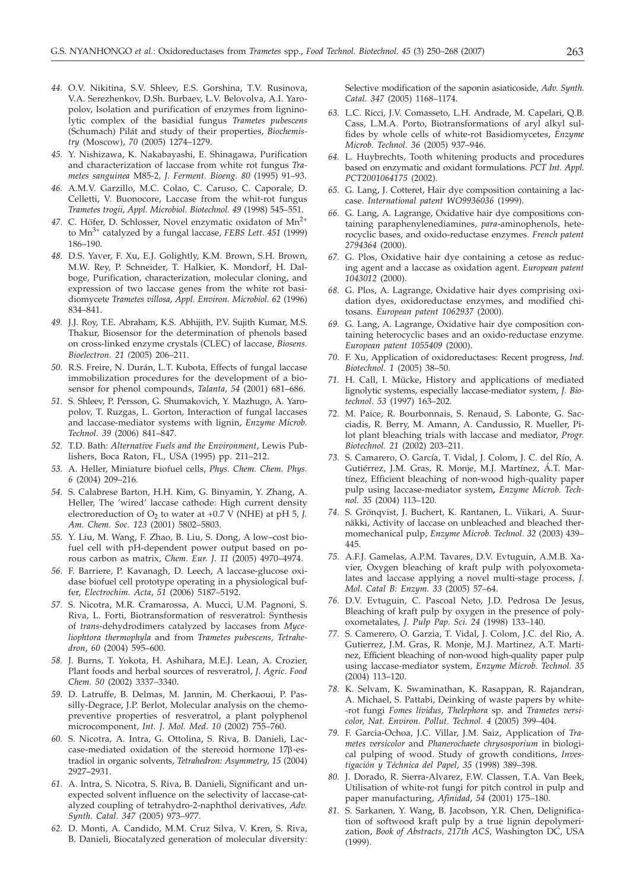44. O.V. Nikitina, S.V. Shleev, E.S. Gorshina, T.V. Rusinova, V.A. Serezhenkov, D.Sh. Burbaev, L.V. Belovolva, A.I. Yaropolov, Isolation and purification of enzymes from ligninolytic complex of the basidial fungus *Trametes pubescens* (Schumach) Pilát and study of their properties, *Biochemistry* (Moscow), *70* (2005) 1274–1279.

45. Y. Nishizawa, K. Nakabayashi, E. Shinagawa, Purification and characterization of laccase from white rot fungus *Trametes sanguinea* M85-2, *J. Ferment. Bioeng. 80* (1995) 91–93.

46. A.M.V. Garzillo, M.C. Colao, C. Caruso, C. Caporale, D. Celletti, V. Buonocore, Laccase from the whit-rot fungus *Trametes trogii*, *Appl. Microbiol. Biotechnol. 49* (1998) 545–551.

47. C. Höfer, D. Schlosser, Novel enzymatic oxidaton of $Mn^{2+}$ to $Mn^{3+}$ catalyzed by a fungal laccase, *FEBS Lett. 451* (1999) 186–190.

48. D.S. Yaver, F. Xu, E.J. Golightly, K.M. Brown, S.H. Brown, M.W. Rey, P. Schneider, T. Halkier, K. Mondorf, H. Dalboge, Purification, characterization, molecular cloning, and expression of two laccase genes from the white rot basidiomycete *Trametes villosa*, *Appl. Environ. Microbiol. 62* (1996) 834–841.

49. J.J. Roy, T.E. Abraham, K.S. Abhijith, P.V. Sujith Kumar, M.S. Thakur, Biosensor for the determination of phenols based on cross-linked enzyme crystals (CLEC) of laccase, *Biosens. Bioelectron. 21* (2005) 206–211.

50. R.S. Freire, N. Durán, L.T. Kubota, Effects of fungal laccase immobilization procedures for the development of a biosensor for phenol compounds, *Talanta*, *54* (2001) 681–686.

51. S. Shleev, P. Persson, G. Shumakovich, Y. Mazhugo, A. Yaropolov, T. Ruzgas, L. Gorton, Interaction of fungal laccases and laccase-mediator systems with lignin, *Enzyme Microb. Technol. 39* (2006) 841–847.

52. T.D. Bath: *Alternative Fuels and the Environment*, Lewis Publishers, Boca Raton, FL, USA (1995) pp. 211–212.

53. A. Heller, Miniature biofuel cells, *Phys. Chem. Chem. Phys. 6* (2004) 209–216.

54. S. Calabrese Barton, H.H. Kim, G. Binyamin, Y. Zhang, A. Heller, The 'wired' laccase cathode: High current density electroreduction of $O_2$ to water at +0.7 V (NHE) at pH 5, *J. Am. Chem. Soc. 123* (2001) 5802–5803.

55. Y. Liu, M. Wang, F. Zhao, B. Liu, S. Dong, A low–cost biofuel cell with pH-dependent power output based on porous carbon as matrix, *Chem. Eur. J. 11* (2005) 4970–4974.

56. F. Barriere, P. Kavanagh, D. Leech, A laccase-glucose oxidase biofuel cell prototype operating in a physiological buffer, *Electrochim. Acta*, *51* (2006) 5187–5192.

57. S. Nicotra, M.R. Cramarossa, A. Mucci, U.M. Pagnoni, S. Riva, L. Forti, Biotransformation of resveratrol: Synthesis of *trans*-dehydrodimers catalyzed by laccases from *Myceliophtora thermophyla* and from *Trametes pubescens, Tetrahedron*, *60* (2004) 595–600.

58. J. Burns, T. Yokota, H. Ashihara, M.E.J. Lean, A. Crozier, Plant foods and herbal sources of resveratrol, *J. Agric. Food Chem. 50* (2002) 3337–3340.

59. D. Latruffe, B. Delmas, M. Jannin, M. Cherkaoui, P. Passilly-Degrace, J.P. Berlot, Molecular analysis on the chemopreventive properties of resveratrol, a plant polyphenol microcomponent, *Int. J. Mol. Med. 10* (2002) 755–760.

60. S. Nicotra, A. Intra, G. Ottolina, S. Riva, B. Danieli, Laccase-mediated oxidation of the stereoid hormone 17β-estradiol in organic solvents, *Tetrahedron: Asymmetry*, *15* (2004) 2927–2931.

61. A. Intra, S. Nicotra, S. Riva, B. Danieli, Significant and unexpected solvent influence on the selectivity of laccase-catalyzed coupling of tetrahydro-2-naphthol derivatives, *Adv. Synth. Catal. 347* (2005) 973–977.

62. D. Monti, A. Candido, M.M. Cruz Silva, V. Kren, S. Riva, B. Danieli, Biocatalyzed generation of molecular diversity: Selective modification of the saponin asiaticoside, *Adv. Synth. Catal. 347* (2005) 1168–1174.

63. L.C. Ricci, J.V. Comasseto, L.H. Andrade, M. Capelari, Q.B. Cass, L.M.A. Porto, Biotransformations of aryl alkyl sulfides by whole cells of white-rot Basidiomycetes, *Enzyme Microb. Technol. 36* (2005) 937–946.

64. L. Huybrechts, Tooth whitening products and procedures based on enzymatic and oxidant formulations. *PCT Int. Appl. PCT2001064175* (2002).

65. G. Lang, J. Cotteret, Hair dye composition containing a laccase. *International patent WO9936036* (1999).

66. G. Lang, A. Lagrange, Oxidative hair dye compositions containing paraphenylenediamines, *para*-aminophenols, heterocyclic bases, and oxido-reductase enzymes. *French patent 2794364* (2000).

67. G. Plos, Oxidative hair dye containing a cetose as reducing agent and a laccase as oxidation agent. *European patent 1043012* (2000).

68. G. Plos, A. Lagrange, Oxidative hair dyes comprising oxidation dyes, oxidoreductase enzymes, and modified chitosans. *European patent 1062937* (2000).

69. G. Lang, A. Lagrange, Oxidative hair dye composition containing heterocyclic bases and an oxido-reductase enzyme. *European patent 1055409* (2000).

70. F. Xu, Application of oxidoreductases: Recent progress, *Ind. Biotechnol. 1* (2005) 38–50.

71. H. Call, I. Mücke, History and applications of mediated lignolytic systems, especially laccase-mediator system, *J. Biotechnol. 53* (1997) 163–202.

72. M. Paice, R. Bourbonnais, S. Renaud, S. Labonte, G. Sacciadis, R. Berry, M. Amann, A. Candussio, R. Mueller, Pilot plant bleaching trials with laccase and mediator, *Progr. Biotechnol. 21* (2002) 203–211.

73. S. Camarero, O. García, T. Vidal, J. Colom, J. C. del Río, A. Gutiérrez, J.M. Gras, R. Monje, M.J. Martínez, Á.T. Martínez, Efficient bleaching of non-wood high-quality paper pulp using laccase-mediator system**,** *Enzyme Microb. Technol. 35* (2004) 113–120.

74. S. Grönqvist, J. Buchert, K. Rantanen, L. Viikari, A. Suurnäkki, Activity of laccase on unbleached and bleached thermomechanical pulp, *Enzyme Microb. Technol. 32* (2003) 439–445.

75. A.F.J. Gamelas, A.P.M. Tavares, D.V. Evtuguin, A.M.B. Xavier, Oxygen bleaching of kraft pulp with polyoxometalates and laccase applying a novel multi-stage process, *J. Mol. Catal B: Enzym. 33* (2005) 57–64.

76. D.V. Evtuguin, C. Pascoal Neto, J.D. Pedrosa De Jesus, Bleaching of kraft pulp by oxygen in the presence of polyoxometalates, *J. Pulp Pap. Sci. 24* (1998) 133–140.

77. S. Camerero, O. Garzia, T. Vidal, J. Colom, J.C. del Rio, A. Gutierrez, J.M. Gras, R. Monje, M.J. Martinez, A.T. Martinez, Efficient bleaching of non-wood high-quality paper pulp using laccase-mediator system, *Enzyme Microb. Technol. 35* (2004) 113–120.

78. K. Selvam, K. Swaminathan, K. Rasappan, R. Rajandran, A. Michael, S. Pattabi, Deinking of waste papers by white-rot fungi *Fomes lividus*, *Thelephora* sp. and *Trametes versicolor, Nat. Environ. Pollut. Technol. 4* (2005) 399–404.

79. F. Garcia-Ochoa, J.C. Villar, J.M. Saiz, Application of *Trametes versicolor* and *Phanerochaete chrysosporium* in biological pulping of wood. Study of growth conditions, *Investigación y Téchnica del Papel*, *35* (1998) 389–398.

80. J. Dorado, R. Sierra-Alvarez, F.W. Classen, T.A. Van Beek, Utilisation of white-rot fungi for pitch control in pulp and paper manufacturing, *Afinidad*, *54* (2001) 175–180.

81. S. Sarkanen, Y. Wang, B. Jacobson, Y.R. Chen, Delignification of softwood kraft pulp by a true lignin depolymerization, *Book of Abstracts, 217th ACS*, Washington DC, USA (1999).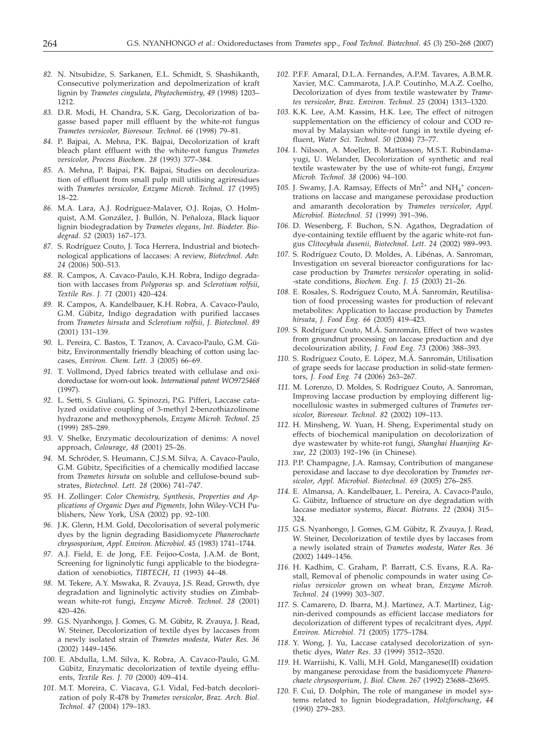82. N. Ntsubidze, S. Sarkanen, E.L. Schmidt, S. Shashikanth, Consecutive polymerization and depolmerization of kraft lignin by *Trametes cingulata*, *Phytochemistry*, *49* (1998) 1203–1212.

83. D.R. Modi, H. Chandra, S.K. Garg, Decolorization of bagasse based paper mill effluent by the white-rot fungus *Trametes versicolor*, *Bioresour. Technol. 66* (1998) 79–81.

84. P. Bajpai, A. Mehna, P.K. Bajpai, Decolorization of kraft bleach plant effluent with the white-rot fungus *Trametes versicolor*, *Process Biochem*. *28* (1993) 377–384.

85. A. Mehna, P. Bajpai, P.K. Bajpai, Studies on decolourization of effluent from small pulp mill utilising agriresidues with *Trametes versicolor*, *Enzyme Microb. Technol. 17* (1995) 18–22.

86. M.A. Lara, A.J. Rodríguez-Malaver, O.J. Rojas, O. Holmquist, A.M. González, J. Bullón, N. Peñaloza, Black liquor lignin biodegradation by *Trametes elegans*, *Int. Biodeter. Biodegrad. 52* (2003) 167–173.

87. S. Rodríguez Couto, J. Toca Herrera, Industrial and biotechnological applications of laccases: A review, *Biotechnol. Adv. 24* (2006) 500–513.

88. R. Campos, A. Cavaco-Paulo, K.H. Robra, Indigo degradation with laccases from *Polyporus* sp. and *Sclerotium rolfsii*, *Textile Res. J. 71* (2001) 420–424.

89. R. Campos, A. Kandelbauer, K.H. Robra, A. Cavaco-Paulo, G.M. Gübitz, Indigo degradation with purified laccases from *Trametes hirsuta* and *Sclerotium rolfsii*, *J. Biotechnol. 89* (2001) 131–139.

90. L. Pereira, C. Bastos, T. Tzanov, A. Cavaco-Paulo, G.M. Gübitz, Environmentally friendly bleaching of cotton using laccases, *Environ. Chem. Lett*. *3* (2005) 66–69.

91. T. Vollmond, Dyed fabrics treated with cellulase and oxidoreductase for worn-out look. *International patent WO9725468* (1997).

92. L. Setti, S. Giuliani, G. Spinozzi, P.G. Pifferi, Laccase catalyzed oxidative coupling of 3-methyl 2-benzothiazolinone hydrazone and methoxyphenols, *Enzyme Microb. Technol*. *25* (1999) 285–289.

93. V. Shelke, Enzymatic decolourization of denims: A novel approach, *Colourage*, *48* (2001) 25–26.

94. M. Schröder, S. Heumann, C.J.S.M. Silva, A. Cavaco-Paulo, G.M. Gübitz, Specificities of a chemically modified laccase from *Trametes hirsuta* on soluble and cellulose-bound substrates, *Biotechnol. Lett. 28* (2006) 741–747.

95. H. Zollinger: *Color Chemistry, Synthesis, Properties and Applications of Organic Dyes and Pigments*, John Wiley-VCH Publishers, New York, USA (2002) pp. 92–100.

96. J.K. Glenn, H.M. Gold, Decolorisation of several polymeric dyes by the lignin degrading Basidiomycete *Phanerochaete chrysosporium*, *Appl. Environ. Microbiol*. *45* (1983) 1741–1744.

97. A.J. Field, E. de Jong, F.E. Feijoo-Costa, J.A.M. de Bont, Screening for ligninolytic fungi applicable to the biodegradation of xenobiotics, *TIBTECH*, *11* (1993) 44–48.

98. M. Tekere, A.Y. Mswaka, R. Zvauya, J.S. Read, Growth, dye degradation and ligninolytic activity studies on Zimbabwean white-rot fungi, *Enzyme Microb. Technol*. *28* (2001) 420–426.

99. G.S. Nyanhongo, J. Gomes, G. M. Gübitz, R. Zvauya, J. Read, W. Steiner, Decolorization of textile dyes by laccases from a newly isolated strain of *Trametes modesta*, *Water Res. 36* (2002) 1449–1456.

100. E. Abdulla, L.M. Silva, K. Robra, A. Cavaco-Paulo, G.M. Gübitz, Enzymatic decolorization of textile dyeing effluents, *Textile Res. J. 70* (2000) 409–414.

101. M.T. Moreira, C. Viacava, G.I. Vidal, Fed-batch decolorization of poly R-478 by *Trametes versicolor*, *Braz. Arch. Biol. Technol. 47* (2004) 179–183.

102. P.F.F. Amaral, D.L.A. Fernandes, A.P.M. Tavares, A.B.M.R. Xavier, M.C. Cammarota, J.A.P. Coutinho, M.A.Z. Coelho, Decolorization of dyes from textile wastewater by *Trametes versicolor*, *Braz. Environ. Technol. 25* (2004) 1313–1320.

103. K.K. Lee, A.M. Kassim, H.K. Lee, The effect of nitrogen supplementation on the efficiency of colour and COD removal by Malaysian white-rot fungi in textile dyeing effluent, *Water Sci. Technol. 50* (2004) 73–77.

104. I. Nilsson, A. Moeller, B. Mattiasson, M.S.T. Rubindamayugi, U. Welander, Decolorization of synthetic and real textile wastewater by the use of white-rot fungi, *Enzyme Microb. Technol. 38* (2006) 94–100.

105. J. Swamy, J.A. Ramsay, Effects of $Mn^{2+}$ and $NH_4^+$ concentrations on laccase and manganese peroxidase production and amaranth decoloration by *Trametes versicolor*, *Appl. Microbiol. Biotechnol. 51* (1999) 391–396.

106. D. Wesenberg, F. Buchon, S.N. Agathos, Degradation of dye-containing textile effluent by the agaric white-rot fungus *Clitocybula dusenii*, *Biotechnol. Lett. 24* (2002) 989–993.

107. S. Rodríguez Couto, D. Moldes, A. Libénas, A. Sanroman, Investigation on several bioreactor configurations for laccase production by *Trametes versicolor* operating in solid-state conditions, *Biochem. Eng. J. 15* (2003) 21–26.

108. E. Rosales, S. Rodríguez Couto, M.Á. Sanromán, Reutilisation of food processing wastes for production of relevant metabolites: Application to laccase production by *Trametes hirsuta*, *J. Food Eng. 66* (2005) 419–423.

109. S. Rodríguez Couto, M.Á. Sanromán, Effect of two wastes from groundnut processing on laccase production and dye decolourization ability, *J. Food Eng. 73* (2006) 388–393.

110. S. Rodríguez Couto, E. López, M.Á. Sanromán, Utilisation of grape seeds for laccase production in solid-state fermentors, *J. Food Eng. 74* (2006) 263–267.

111. M. Lorenzo, D. Moldes, S. Rodriguez Couto, A. Sanroman, Improving laccase production by employing different lignocellulosic wastes in submerged cultures of *Trametes versicolor*, *Bioresour. Technol*. *82* (2002) 109–113.

112. H. Minsheng, W. Yuan, H. Sheng, Experimental study on effects of biochemical manipulation on decolorization of dye wastewater by white-rot fungi, *Shanghai Huanjing Kexue*, *22* (2003) 192–196 (in Chinese).

113. P.P. Champagne, J.A. Ramsay, Contribution of manganese peroxidase and laccase to dye decoloration by *Trametes versicolor*, *Appl. Microbiol. Biotechnol. 69* (2005) 276–285.

114. E. Almansa, A. Kandelbauer, L. Pereira, A. Cavaco-Paulo, G. Gübitz, Influence of structure on dye degradation with laccase mediator systems, *Biocat. Biotrans. 22* (2004) 315–324.

115. G.S. Nyanhongo, J. Gomes, G.M. Gübitz, R. Zvauya, J. Read, W. Steiner, Decolorization of textile dyes by laccases from a newly isolated strain of *Trametes modesta*, *Water Res. 36* (2002) 1449–1456.

116. H. Kadhim, C. Graham, P. Barratt, C.S. Evans, R.A. Rastall, Removal of phenolic compounds in water using *Coriolus versicolor* grown on wheat bran, *Enzyme Microb. Technol. 24* (1999) 303–307.

117. S. Camarero, D. Ibarra, M.J. Martinez, A.T. Martinez, Lignin-derived compounds as efficient laccase mediators for decolorization of different types of recalcitrant dyes, *Appl. Environ. Microbiol. 71* (2005) 1775–1784.

118. Y. Wong, J. Yu, Laccase catalysed decolorization of synthetic dyes, *Water Res. 33* (1999) 3512–3520.

119. H. Warriishi, K. Valli, M.H. Gold, Manganese(II) oxidation by manganese peroxidase from the basidiomycete *Phanerochaete chrysosporium*, *J. Biol. Chem*. *267* (1992) 23688–23695.

120. F. Cui, D. Dolphin, The role of manganese in model systems related to lignin biodegradation, *Holzforschung*, *44* (1990) 279–283.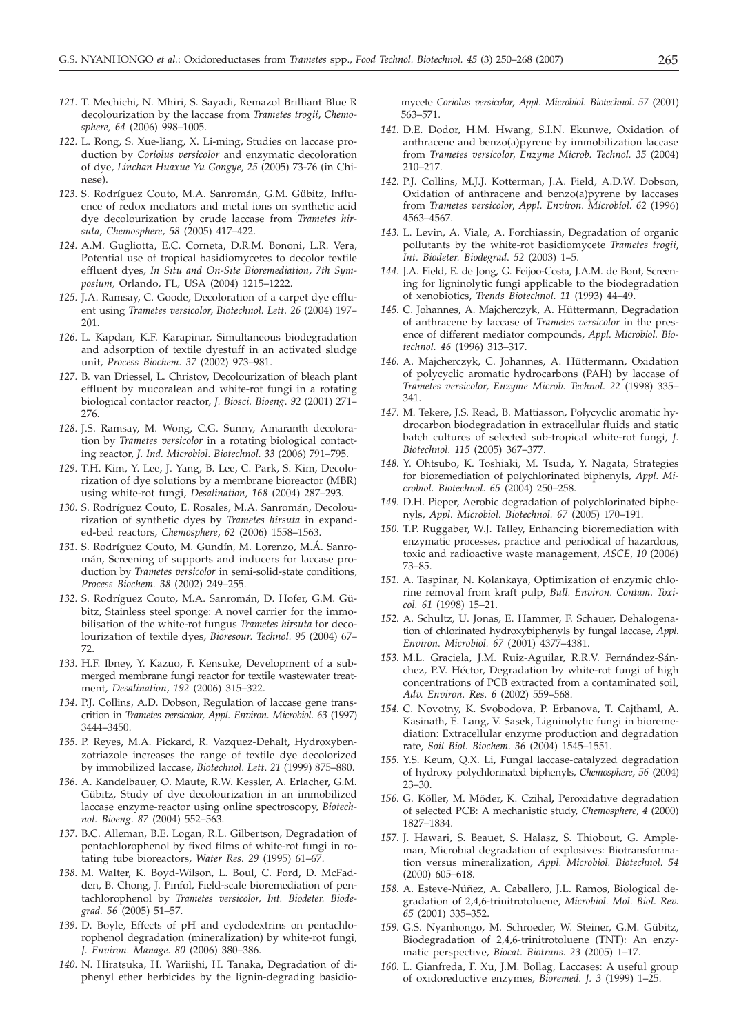*121.* T. Mechichi, N. Mhiri, S. Sayadi, Remazol Brilliant Blue R decolourization by the laccase from *Trametes trogii*, *Chemosphere, 64* (2006) 998–1005.

*122.* L. Rong, S. Xue-liang, X. Li-ming, Studies on laccase production by *Coriolus versicolor* and enzymatic decoloration of dye, *Linchan Huaxue Yu Gongye*, *25* (2005) 73-76 (in Chinese).

*123.* S. Rodríguez Couto, M.A. Sanromán, G.M. Gübitz, Influence of redox mediators and metal ions on synthetic acid dye decolourization by crude laccase from *Trametes hirsuta*, *Chemosphere*, *58* (2005) 417–422.

*124.* A.M. Gugliotta, E.C. Corneta, D.R.M. Bononi, L.R. Vera, Potential use of tropical basidiomycetes to decolor textile effluent dyes, *In Situ and On-Site Bioremediation*, *7th Symposium*, Orlando, FL, USA (2004) 1215–1222.

*125.* J.A. Ramsay, C. Goode, Decoloration of a carpet dye effluent using *Trametes versicolor*, *Biotechnol. Lett. 26* (2004) 197–201.

*126.* L. Kapdan, K.F. Karapinar, Simultaneous biodegradation and adsorption of textile dyestuff in an activated sludge unit, *Process Biochem. 37* (2002) 973–981.

*127.* B. van Driessel, L. Christov, Decolourization of bleach plant effluent by mucoralean and white-rot fungi in a rotating biological contactor reactor, *J. Biosci. Bioeng. 92* (2001) 271–276.

*128.* J.S. Ramsay, M. Wong, C.G. Sunny, Amaranth decoloration by *Trametes versicolor* in a rotating biological contacting reactor, *J. Ind. Microbiol. Biotechnol. 33* (2006) 791–795.

*129.* T.H. Kim, Y. Lee, J. Yang, B. Lee, C. Park, S. Kim, Decolorization of dye solutions by a membrane bioreactor (MBR) using white-rot fungi, *Desalination*, *168* (2004) 287–293.

*130.* S. Rodríguez Couto, E. Rosales, M.A. Sanromán, Decolourization of synthetic dyes by *Trametes hirsuta* in expanded-bed reactors, *Chemosphere*, *62* (2006) 1558–1563.

*131.* S. Rodríguez Couto, M. Gundín, M. Lorenzo, M.Á. Sanromán, Screening of supports and inducers for laccase production by *Trametes versicolor* in semi-solid-state conditions, *Process Biochem. 38* (2002) 249–255.

*132.* S. Rodríguez Couto, M.A. Sanromán, D. Hofer, G.M. Gübitz, Stainless steel sponge: A novel carrier for the immobilisation of the white-rot fungus *Trametes hirsuta* for decolourization of textile dyes, *Bioresour. Technol. 95* (2004) 67–72.

*133.* H.F. Ibney, Y. Kazuo, F. Kensuke, Development of a submerged membrane fungi reactor for textile wastewater treatment, *Desalination*, *192* (2006) 315–322.

*134.* P.J. Collins, A.D. Dobson, Regulation of laccase gene transcrition in *Trametes versicolor*, *Appl. Environ. Microbiol. 63* (1997) 3444–3450.

*135.* P. Reyes, M.A. Pickard, R. Vazquez-Dehalt, Hydroxybenzotriazole increases the range of textile dye decolorized by immobilized laccase, *Biotechnol. Lett. 21* (1999) 875–880.

*136.* A. Kandelbauer, O. Maute, R.W. Kessler, A. Erlacher, G.M. Gübitz, Study of dye decolourization in an immobilized laccase enzyme-reactor using online spectroscopy, *Biotechnol. Bioeng. 87* (2004) 552–563.

*137.* B.C. Alleman, B.E. Logan, R.L. Gilbertson, Degradation of pentachlorophenol by fixed films of white-rot fungi in rotating tube bioreactors, *Water Res. 29* (1995) 61–67.

*138.* M. Walter, K. Boyd-Wilson, L. Boul, C. Ford, D. McFadden, B. Chong, J. Pinfol, Field-scale bioremediation of pentachlorophenol by *Trametes versicolor, Int. Biodeter. Biodegrad. 56* (2005) 51–57.

*139.* D. Boyle, Effects of pH and cyclodextrins on pentachlorophenol degradation (mineralization) by white-rot fungi, *J. Environ. Manage. 80* (2006) 380–386.

*140.* N. Hiratsuka, H. Wariishi, H. Tanaka, Degradation of diphenyl ether herbicides by the lignin-degrading basidiomycete *Coriolus versicolor*, *Appl. Microbiol. Biotechnol. 57* (2001) 563–571.

*141.* D.E. Dodor, H.M. Hwang, S.I.N. Ekunwe, Oxidation of anthracene and benzo(a)pyrene by immobilization laccase from *Trametes versicolor*, *Enzyme Microb. Technol. 35* (2004) 210–217.

*142.* P.J. Collins, M.J.J. Kotterman, J.A. Field, A.D.W. Dobson, Oxidation of anthracene and benzo(a)pyrene by laccases from *Trametes versicolor*, *Appl. Environ. Microbiol. 62* (1996) 4563–4567.

*143.* L. Levin, A. Viale, A. Forchiassin, Degradation of organic pollutants by the white-rot basidiomycete *Trametes trogii*, *Int. Biodeter. Biodegrad. 52* (2003) 1–5.

*144.* J.A. Field, E. de Jong, G. Feijoo-Costa, J.A.M. de Bont, Screening for ligninolytic fungi applicable to the biodegradation of xenobiotics, *Trends Biotechnol. 11* (1993) 44–49.

*145.* C. Johannes, A. Majcherczyk, A. Hüttermann, Degradation of anthracene by laccase of *Trametes versicolor* in the presence of different mediator compounds, *Appl. Microbiol. Biotechnol. 46* (1996) 313–317.

*146.* A. Majcherczyk, C. Johannes, A. Hüttermann, Oxidation of polycyclic aromatic hydrocarbons (PAH) by laccase of *Trametes versicolor*, *Enzyme Microb. Technol. 22* (1998) 335–341.

*147.* M. Tekere, J.S. Read, B. Mattiasson, Polycyclic aromatic hydrocarbon biodegradation in extracellular fluids and static batch cultures of selected sub-tropical white-rot fungi, *J. Biotechnol. 115* (2005) 367–377.

*148.* Y. Ohtsubo, K. Toshiaki, M. Tsuda, Y. Nagata, Strategies for bioremediation of polychlorinated biphenyls, *Appl. Microbiol. Biotechnol. 65* (2004) 250–258.

*149.* D.H. Pieper, Aerobic degradation of polychlorinated biphenyls, *Appl. Microbiol. Biotechnol. 67* (2005) 170–191.

*150.* T.P. Ruggaber, W.J. Talley, Enhancing bioremediation with enzymatic processes, practice and periodical of hazardous, toxic and radioactive waste management, *ASCE*, *10* (2006) 73–85.

*151.* A. Taspinar, N. Kolankaya, Optimization of enzymic chlorine removal from kraft pulp, *Bull. Environ. Contam. Toxicol. 61* (1998) 15–21.

*152.* A. Schultz, U. Jonas, E. Hammer, F. Schauer, Dehalogenation of chlorinated hydroxybiphenyls by fungal laccase, *Appl. Environ. Microbiol. 67* (2001) 4377–4381.

*153.* M.L. Graciela, J.M. Ruiz-Aguilar, R.R.V. Fernández-Sánchez, P.V. Héctor, Degradation by white-rot fungi of high concentrations of PCB extracted from a contaminated soil, *Adv. Environ. Res. 6* (2002) 559–568.

*154.* C. Novotny, K. Svobodova, P. Erbanova, T. Cajthaml, A. Kasinath, E. Lang, V. Sasek, Ligninolytic fungi in bioremediation: Extracellular enzyme production and degradation rate, *Soil Biol. Biochem. 36* (2004) 1545–1551.

*155.* Y.S. Keum, Q.X. Li**,** Fungal laccase-catalyzed degradation of hydroxy polychlorinated biphenyls, *Chemosphere*, *56* (2004) 23–30.

*156.* G. Köller, M. Möder, K. Czihal**,** Peroxidative degradation of selected PCB: A mechanistic study, *Chemosphere*, *4* (2000) 1827–1834.

*157.* J. Hawari, S. Beauet, S. Halasz, S. Thiobout, G. Ampleman, Microbial degradation of explosives: Biotransformation versus mineralization, *Appl. Microbiol. Biotechnol. 54* (2000) 605–618.

*158.* A. Esteve-Núñez, A. Caballero, J.L. Ramos, Biological degradation of 2,4,6-trinitrotoluene, *Microbiol. Mol. Biol. Rev. 65* (2001) 335–352.

*159.* G.S. Nyanhongo, M. Schroeder, W. Steiner, G.M. Gübitz, Biodegradation of 2,4,6-trinitrotoluene (TNT): An enzymatic perspective, *Biocat. Biotrans. 23* (2005) 1–17.

*160.* L. Gianfreda, F. Xu, J.M. Bollag, Laccases: A useful group of oxidoreductive enzymes, *Bioremed. J. 3* (1999) 1–25.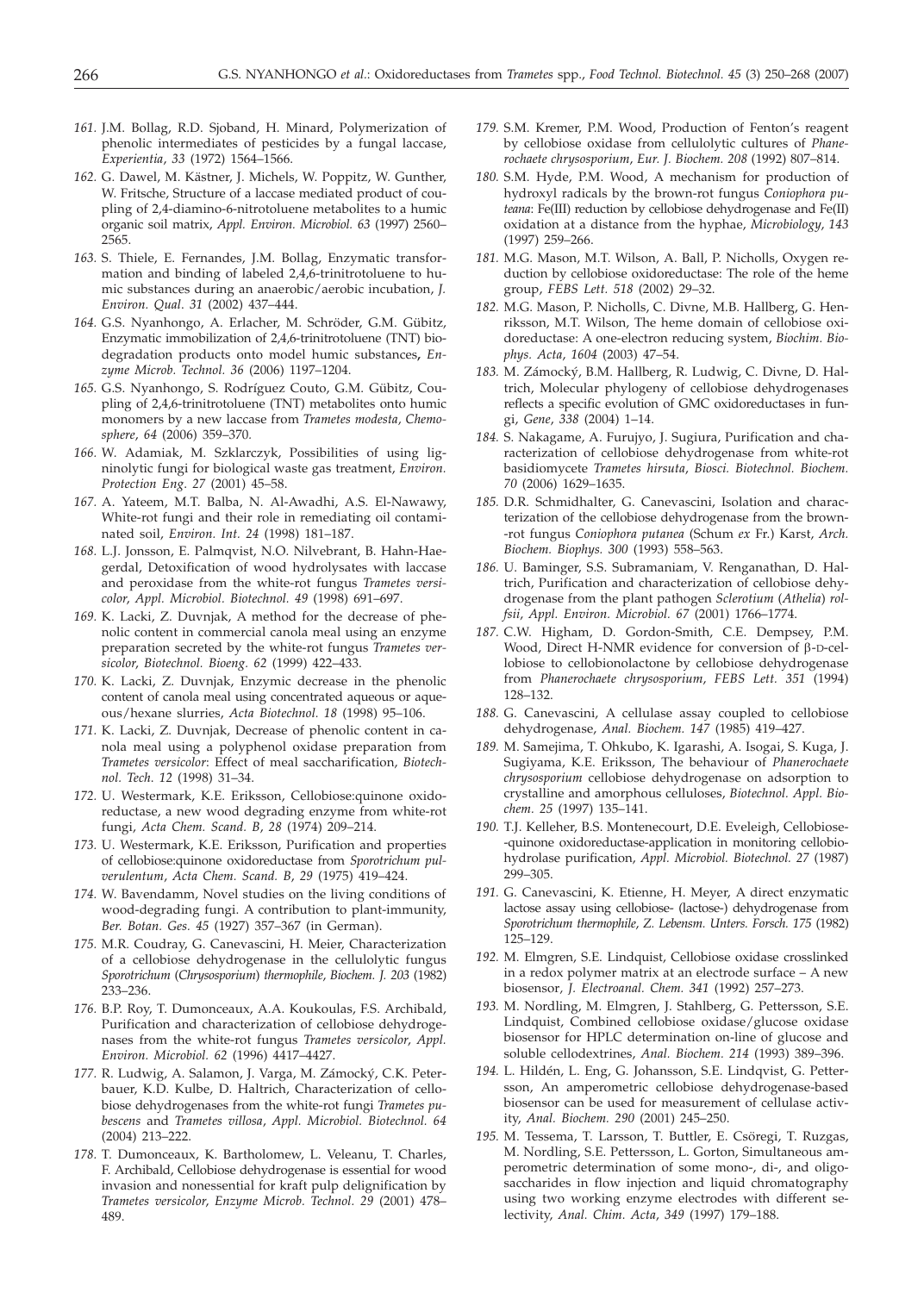161. J.M. Bollag, R.D. Sjoband, H. Minard, Polymerization of phenolic intermediates of pesticides by a fungal laccase, *Experientia*, *33* (1972) 1564–1566.

162. G. Dawel, M. Kästner, J. Michels, W. Poppitz, W. Gunther, W. Fritsche, Structure of a laccase mediated product of coupling of 2,4-diamino-6-nitrotoluene metabolites to a humic organic soil matrix, *Appl. Environ. Microbiol. 63* (1997) 2560–2565.

163. S. Thiele, E. Fernandes, J.M. Bollag, Enzymatic transformation and binding of labeled 2,4,6-trinitrotoluene to humic substances during an anaerobic/aerobic incubation, *J. Environ. Qual*. *31* (2002) 437–444.

164. G.S. Nyanhongo, A. Erlacher, M. Schröder, G.M. Gübitz, Enzymatic immobilization of 2,4,6-trinitrotoluene (TNT) biodegradation products onto model humic substances**,** *Enzyme Microb. Technol. 36* (2006) 1197–1204.

165. G.S. Nyanhongo, S. Rodríguez Couto, G.M. Gübitz, Coupling of 2,4,6-trinitrotoluene (TNT) metabolites onto humic monomers by a new laccase from *Trametes modesta*, *Chemosphere*, *64* (2006) 359–370.

166. W. Adamiak, M. Szklarczyk, Possibilities of using ligninolytic fungi for biological waste gas treatment, *Environ. Protection Eng*. *27* (2001) 45–58.

167. A. Yateem, M.T. Balba, N. Al-Awadhi, A.S. El-Nawawy, White-rot fungi and their role in remediating oil contaminated soil, *Environ. Int. 24* (1998) 181–187.

168. L.J. Jonsson, E. Palmqvist, N.O. Nilvebrant, B. Hahn-Haegerdal, Detoxification of wood hydrolysates with laccase and peroxidase from the white-rot fungus *Trametes versicolor*, *Appl. Microbiol. Biotechnol. 49* (1998) 691–697.

169. K. Lacki, Z. Duvnjak, A method for the decrease of phenolic content in commercial canola meal using an enzyme preparation secreted by the white-rot fungus *Trametes versicolor*, *Biotechnol. Bioeng. 62* (1999) 422–433.

170. K. Lacki, Z. Duvnjak, Enzymic decrease in the phenolic content of canola meal using concentrated aqueous or aqueous/hexane slurries, *Acta Biotechnol. 18* (1998) 95–106.

171. K. Lacki, Z. Duvnjak, Decrease of phenolic content in canola meal using a polyphenol oxidase preparation from *Trametes versicolor*: Effect of meal saccharification, *Biotechnol. Tech*. *12* (1998) 31–34.

172. U. Westermark, K.E. Eriksson, Cellobiose:quinone oxidoreductase, a new wood degrading enzyme from white-rot fungi, *Acta Chem. Scand. B*, *28* (1974) 209–214.

173. U. Westermark, K.E. Eriksson, Purification and properties of cellobiose:quinone oxidoreductase from *Sporotrichum pulverulentum*, *Acta Chem. Scand. B*, *29* (1975) 419–424.

174. W. Bavendamm, Novel studies on the living conditions of wood-degrading fungi. A contribution to plant-immunity, *Ber. Botan. Ges. 45* (1927) 357–367 (in German).

175. M.R. Coudray, G. Canevascini, H. Meier, Characterization of a cellobiose dehydrogenase in the cellulolytic fungus *Sporotrichum* (*Chrysosporium*) *thermophile*, *Biochem. J. 203* (1982) 233–236.

176. B.P. Roy, T. Dumonceaux, A.A. Koukoulas, F.S. Archibald, Purification and characterization of cellobiose dehydrogenases from the white-rot fungus *Trametes versicolor*, *Appl. Environ. Microbiol. 62* (1996) 4417–4427.

177. R. Ludwig, A. Salamon, J. Varga, M. Zámocký, C.K. Peterbauer, K.D. Kulbe, D. Haltrich, Characterization of cellobiose dehydrogenases from the white-rot fungi *Trametes pubescens* and *Trametes villosa*, *Appl. Microbiol. Biotechnol. 64* (2004) 213–222.

178. T. Dumonceaux, K. Bartholomew, L. Veleanu, T. Charles, F. Archibald, Cellobiose dehydrogenase is essential for wood invasion and nonessential for kraft pulp delignification by *Trametes versicolor*, *Enzyme Microb. Technol. 29* (2001) 478–489.

179. S.M. Kremer, P.M. Wood, Production of Fenton's reagent by cellobiose oxidase from cellulolytic cultures of *Phanerochaete chrysosporium*, *Eur. J. Biochem. 208* (1992) 807–814.

180. S.M. Hyde, P.M. Wood, A mechanism for production of hydroxyl radicals by the brown-rot fungus *Coniophora puteana*: Fe(III) reduction by cellobiose dehydrogenase and Fe(II) oxidation at a distance from the hyphae, *Microbiology*, *143* (1997) 259–266.

181. M.G. Mason, M.T. Wilson, A. Ball, P. Nicholls, Oxygen reduction by cellobiose oxidoreductase: The role of the heme group, *FEBS Lett. 518* (2002) 29–32.

182. M.G. Mason, P. Nicholls, C. Divne, M.B. Hallberg, G. Henriksson, M.T. Wilson, The heme domain of cellobiose oxidoreductase: A one-electron reducing system, *Biochim. Biophys. Acta*, *1604* (2003) 47–54.

183. M. Zámocký, B.M. Hallberg, R. Ludwig, C. Divne, D. Haltrich, Molecular phylogeny of cellobiose dehydrogenases reflects a specific evolution of GMC oxidoreductases in fungi, *Gene*, *338* (2004) 1–14.

184. S. Nakagame, A. Furujyo, J. Sugiura, Purification and characterization of cellobiose dehydrogenase from white-rot basidiomycete *Trametes hirsuta*, *Biosci. Biotechnol. Biochem. 70* (2006) 1629–1635.

185. D.R. Schmidhalter, G. Canevascini, Isolation and characterization of the cellobiose dehydrogenase from the brown-rot fungus *Coniophora putanea* (Schum *ex* Fr.) Karst, *Arch. Biochem. Biophys. 300* (1993) 558–563.

186. U. Baminger, S.S. Subramaniam, V. Renganathan, D. Haltrich, Purification and characterization of cellobiose dehydrogenase from the plant pathogen *Sclerotium* (*Athelia*) *rolfsii*, *Appl. Environ. Microbiol. 67* (2001) 1766–1774.

187. C.W. Higham, D. Gordon-Smith, C.E. Dempsey, P.M. Wood, Direct H-NMR evidence for conversion of β-D-cellobiose to cellobionolactone by cellobiose dehydrogenase from *Phanerochaete chrysosporium*, *FEBS Lett. 351* (1994) 128–132.

188. G. Canevascini, A cellulase assay coupled to cellobiose dehydrogenase, *Anal. Biochem. 147* (1985) 419–427.

189. M. Samejima, T. Ohkubo, K. Igarashi, A. Isogai, S. Kuga, J. Sugiyama, K.E. Eriksson, The behaviour of *Phanerochaete chrysosporium* cellobiose dehydrogenase on adsorption to crystalline and amorphous celluloses, *Biotechnol. Appl. Biochem. 25* (1997) 135–141.

190. T.J. Kelleher, B.S. Montenecourt, D.E. Eveleigh, Cellobiose-quinone oxidoreductase-application in monitoring cellobiohydrolase purification, *Appl. Microbiol. Biotechnol. 27* (1987) 299–305.

191. G. Canevascini, K. Etienne, H. Meyer, A direct enzymatic lactose assay using cellobiose- (lactose-) dehydrogenase from *Sporotrichum thermophile*, *Z. Lebensm. Unters. Forsch. 175* (1982) 125–129.

192. M. Elmgren, S.E. Lindquist, Cellobiose oxidase crosslinked in a redox polymer matrix at an electrode surface – A new biosensor, *J. Electroanal. Chem. 341* (1992) 257–273.

193. M. Nordling, M. Elmgren, J. Stahlberg, G. Pettersson, S.E. Lindquist, Combined cellobiose oxidase/glucose oxidase biosensor for HPLC determination on-line of glucose and soluble cellodextrines, *Anal. Biochem. 214* (1993) 389–396.

194. L. Hildén, L. Eng, G. Johansson, S.E. Lindqvist, G. Pettersson, An amperometric cellobiose dehydrogenase-based biosensor can be used for measurement of cellulase activity, *Anal. Biochem. 290* (2001) 245–250.

195. M. Tessema, T. Larsson, T. Buttler, E. Csöregi, T. Ruzgas, M. Nordling, S.E. Pettersson, L. Gorton, Simultaneous amperometric determination of some mono-, di-, and oligosaccharides in flow injection and liquid chromatography using two working enzyme electrodes with different selectivity, *Anal. Chim. Acta*, *349* (1997) 179–188.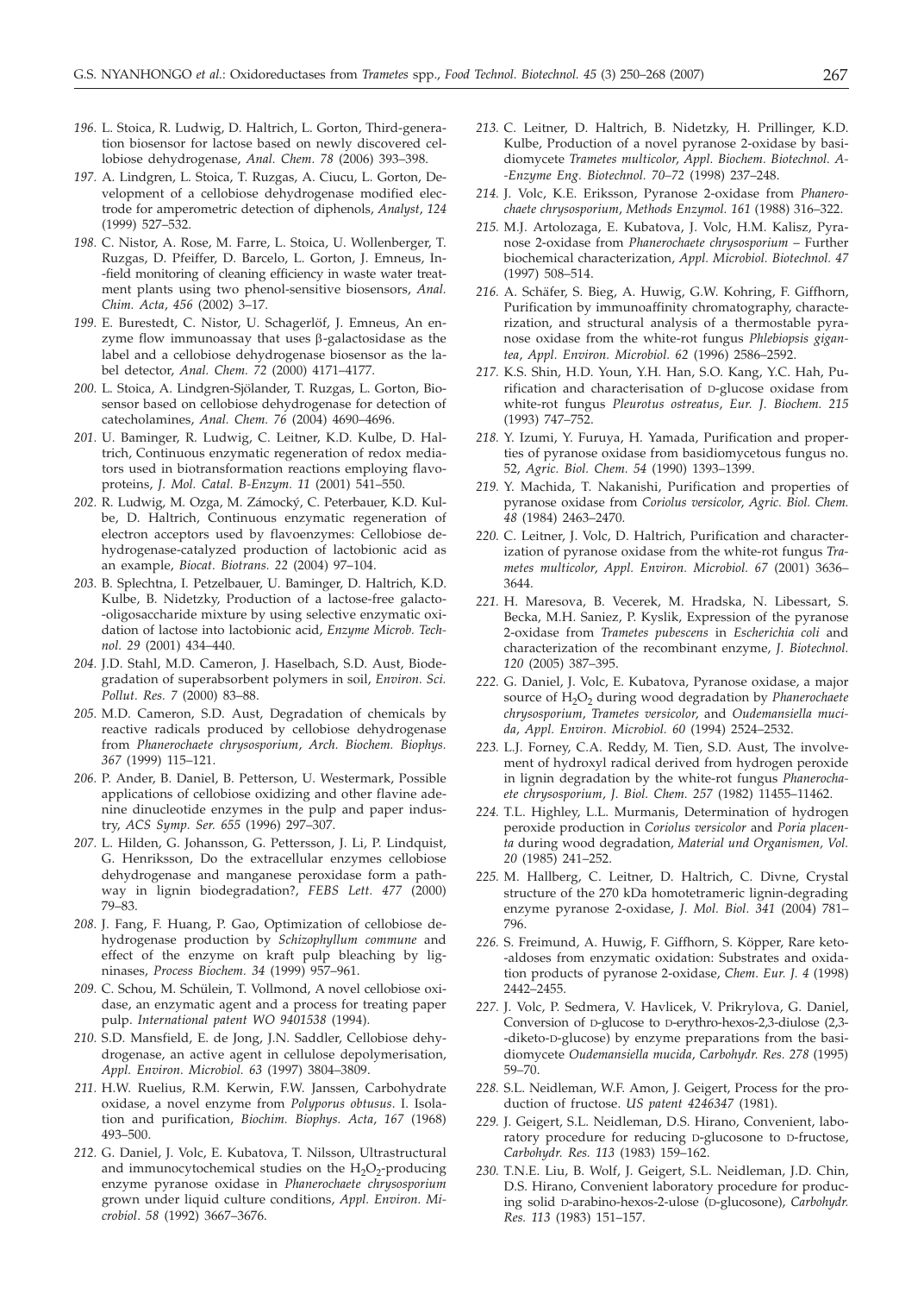*196.* L. Stoica, R. Ludwig, D. Haltrich, L. Gorton, Third-generation biosensor for lactose based on newly discovered cellobiose dehydrogenase, *Anal. Chem. 78* (2006) 393–398.

*197.* A. Lindgren, L. Stoica, T. Ruzgas, A. Ciucu, L. Gorton, Development of a cellobiose dehydrogenase modified electrode for amperometric detection of diphenols, *Analyst*, *124* (1999) 527–532.

*198.* C. Nistor, A. Rose, M. Farre, L. Stoica, U. Wollenberger, T. Ruzgas, D. Pfeiffer, D. Barcelo, L. Gorton, J. Emneus, In-field monitoring of cleaning efficiency in waste water treatment plants using two phenol-sensitive biosensors, *Anal. Chim. Acta*, *456* (2002) 3–17.

*199.* E. Burestedt, C. Nistor, U. Schagerlöf, J. Emneus, An enzyme flow immunoassay that uses β-galactosidase as the label and a cellobiose dehydrogenase biosensor as the label detector, *Anal. Chem. 72* (2000) 4171–4177.

*200.* L. Stoica, A. Lindgren-Sjölander, T. Ruzgas, L. Gorton, Biosensor based on cellobiose dehydrogenase for detection of catecholamines, *Anal. Chem. 76* (2004) 4690–4696.

*201.* U. Baminger, R. Ludwig, C. Leitner, K.D. Kulbe, D. Haltrich, Continuous enzymatic regeneration of redox mediators used in biotransformation reactions employing flavoproteins, *J. Mol. Catal. B-Enzym. 11* (2001) 541–550.

*202.* R. Ludwig, M. Ozga, M. Zámocký, C. Peterbauer, K.D. Kulbe, D. Haltrich, Continuous enzymatic regeneration of electron acceptors used by flavoenzymes: Cellobiose dehydrogenase-catalyzed production of lactobionic acid as an example, *Biocat. Biotrans. 22* (2004) 97–104.

*203.* B. Splechtna, I. Petzelbauer, U. Baminger, D. Haltrich, K.D. Kulbe, B. Nidetzky, Production of a lactose-free galacto-oligosaccharide mixture by using selective enzymatic oxidation of lactose into lactobionic acid, *Enzyme Microb. Technol. 29* (2001) 434–440.

*204.* J.D. Stahl, M.D. Cameron, J. Haselbach, S.D. Aust, Biodegradation of superabsorbent polymers in soil, *Environ. Sci. Pollut. Res. 7* (2000) 83–88.

*205.* M.D. Cameron, S.D. Aust, Degradation of chemicals by reactive radicals produced by cellobiose dehydrogenase from *Phanerochaete chrysosporium*, *Arch. Biochem. Biophys. 367* (1999) 115–121.

*206.* P. Ander, B. Daniel, B. Petterson, U. Westermark, Possible applications of cellobiose oxidizing and other flavine adenine dinucleotide enzymes in the pulp and paper industry, *ACS Symp. Ser. 655* (1996) 297–307.

*207.* L. Hilden, G. Johansson, G. Pettersson, J. Li, P. Lindquist, G. Henriksson, Do the extracellular enzymes cellobiose dehydrogenase and manganese peroxidase form a pathway in lignin biodegradation?, *FEBS Lett. 477* (2000) 79–83.

*208.* J. Fang, F. Huang, P. Gao, Optimization of cellobiose dehydrogenase production by *Schizophyllum commune* and effect of the enzyme on kraft pulp bleaching by ligninases, *Process Biochem. 34* (1999) 957–961.

*209.* C. Schou, M. Schülein, T. Vollmond, A novel cellobiose oxidase, an enzymatic agent and a process for treating paper pulp. *International patent WO 9401538* (1994).

*210.* S.D. Mansfield, E. de Jong, J.N. Saddler, Cellobiose dehydrogenase, an active agent in cellulose depolymerisation, *Appl. Environ. Microbiol. 63* (1997) 3804–3809.

*211.* H.W. Ruelius, R.M. Kerwin, F.W. Janssen, Carbohydrate oxidase, a novel enzyme from *Polyporus obtusus*. I. Isolation and purification, *Biochim. Biophys. Acta*, *167* (1968) 493–500.

*212.* G. Daniel, J. Volc, E. Kubatova, T. Nilsson, Ultrastructural and immunocytochemical studies on the $H_2O_2$-producing enzyme pyranose oxidase in *Phanerochaete chrysosporium* grown under liquid culture conditions, *Appl. Environ. Microbiol*. *58* (1992) 3667–3676.

*213.* C. Leitner, D. Haltrich, B. Nidetzky, H. Prillinger, K.D. Kulbe, Production of a novel pyranose 2-oxidase by basidiomycete *Trametes multicolor*, *Appl. Biochem. Biotechnol. A-Enzyme Eng. Biotechnol. 70–72* (1998) 237–248.

*214.* J. Volc, K.E. Eriksson, Pyranose 2-oxidase from *Phanerochaete chrysosporium*, *Methods Enzymol. 161* (1988) 316–322.

*215.* M.J. Artolozaga, E. Kubatova, J. Volc, H.M. Kalisz, Pyranose 2-oxidase from *Phanerochaete chrysosporium* – Further biochemical characterization, *Appl. Microbiol. Biotechnol. 47* (1997) 508–514.

*216.* A. Schäfer, S. Bieg, A. Huwig, G.W. Kohring, F. Giffhorn, Purification by immunoaffinity chromatography, characterization, and structural analysis of a thermostable pyranose oxidase from the white-rot fungus *Phlebiopsis gigantea*, *Appl. Environ. Microbiol. 62* (1996) 2586–2592.

*217.* K.S. Shin, H.D. Youn, Y.H. Han, S.O. Kang, Y.C. Hah, Purification and characterisation of D-glucose oxidase from white-rot fungus *Pleurotus ostreatus*, *Eur. J. Biochem. 215* (1993) 747–752.

*218.* Y. Izumi, Y. Furuya, H. Yamada, Purification and properties of pyranose oxidase from basidiomycetous fungus no. 52, *Agric. Biol. Chem. 54* (1990) 1393–1399.

*219.* Y. Machida, T. Nakanishi, Purification and properties of pyranose oxidase from *Coriolus versicolor*, *Agric. Biol. Chem. 48* (1984) 2463–2470.

*220.* C. Leitner, J. Volc, D. Haltrich, Purification and characterization of pyranose oxidase from the white-rot fungus *Trametes multicolor*, *Appl. Environ. Microbiol. 67* (2001) 3636–3644.

*221.* H. Maresova, B. Vecerek, M. Hradska, N. Libessart, S. Becka, M.H. Saniez, P. Kyslik, Expression of the pyranose 2-oxidase from *Trametes pubescens* in *Escherichia coli* and characterization of the recombinant enzyme, *J. Biotechnol. 120* (2005) 387–395.

*222.* G. Daniel, J. Volc, E. Kubatova, Pyranose oxidase, a major source of $H_2O_2$ during wood degradation by *Phanerochaete chrysosporium*, *Trametes versicolor*, and *Oudemansiella mucida*, *Appl. Environ. Microbiol. 60* (1994) 2524–2532.

*223.* L.J. Forney, C.A. Reddy, M. Tien, S.D. Aust, The involvement of hydroxyl radical derived from hydrogen peroxide in lignin degradation by the white-rot fungus *Phanerochaete chrysosporium*, *J. Biol. Chem. 257* (1982) 11455–11462.

*224.* T.L. Highley, L.L. Murmanis, Determination of hydrogen peroxide production in *Coriolus versicolor* and *Poria placenta* during wood degradation, *Material und Organismen*, *Vol. 20* (1985) 241–252.

*225.* M. Hallberg, C. Leitner, D. Haltrich, C. Divne, Crystal structure of the 270 kDa homotetrameric lignin-degrading enzyme pyranose 2-oxidase, *J. Mol. Biol. 341* (2004) 781–796.

*226.* S. Freimund, A. Huwig, F. Giffhorn, S. Köpper, Rare keto-aldoses from enzymatic oxidation: Substrates and oxidation products of pyranose 2-oxidase, *Chem. Eur. J. 4* (1998) 2442–2455.

*227.* J. Volc, P. Sedmera, V. Havlicek, V. Prikrylova, G. Daniel, Conversion of D-glucose to D-erythro-hexos-2,3-diulose (2,3-diketo-D-glucose) by enzyme preparations from the basidiomycete *Oudemansiella mucida*, *Carbohydr. Res. 278* (1995) 59–70.

*228.* S.L. Neidleman, W.F. Amon, J. Geigert, Process for the production of fructose. *US patent 4246347* (1981).

*229.* J. Geigert, S.L. Neidleman, D.S. Hirano, Convenient, laboratory procedure for reducing D-glucosone to D-fructose, *Carbohydr. Res. 113* (1983) 159–162.

*230.* T.N.E. Liu, B. Wolf, J. Geigert, S.L. Neidleman, J.D. Chin, D.S. Hirano, Convenient laboratory procedure for producing solid D-arabino-hexos-2-ulose (D-glucosone), *Carbohydr. Res. 113* (1983) 151–157.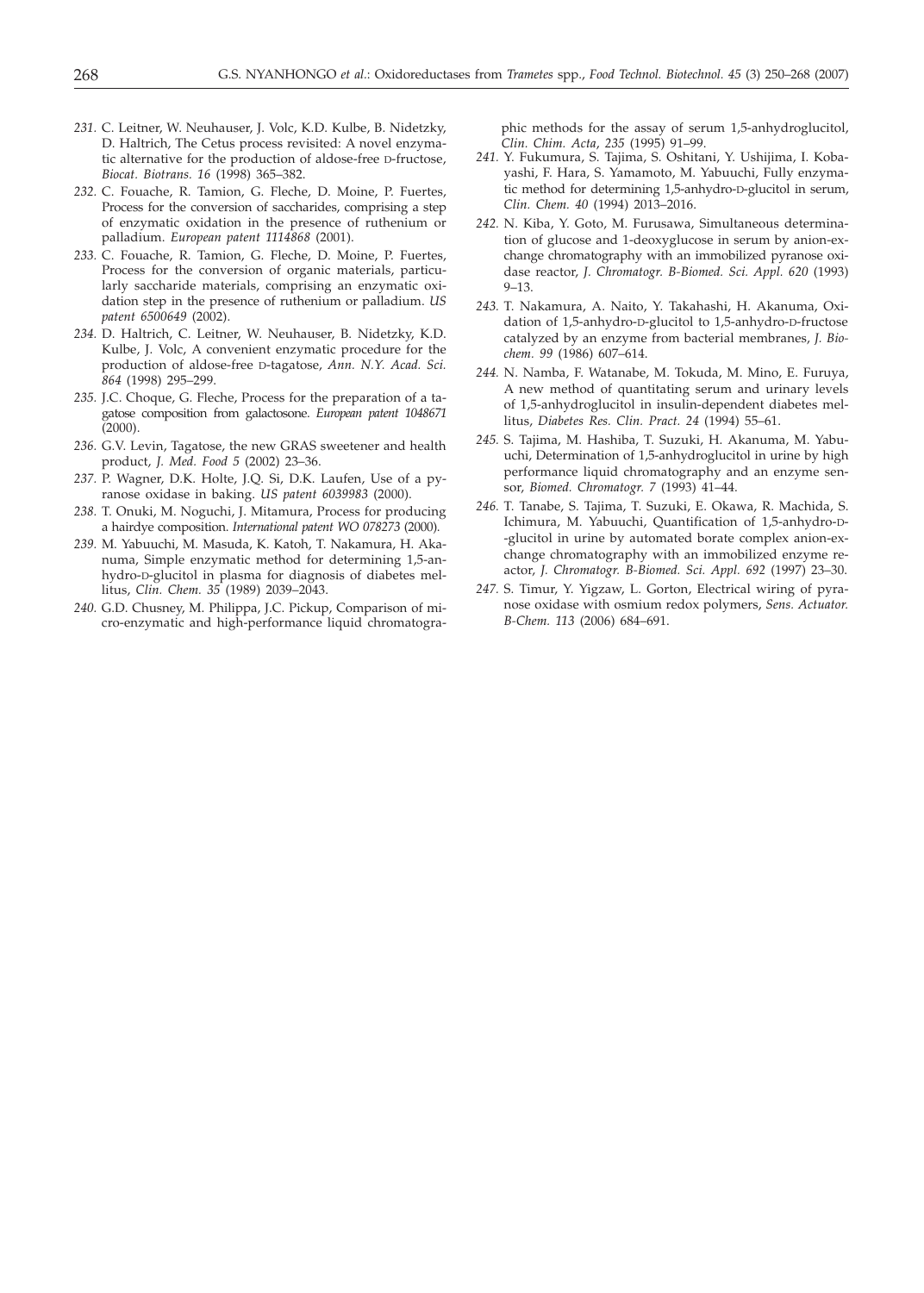231. C. Leitner, W. Neuhauser, J. Volc, K.D. Kulbe, B. Nidetzky, D. Haltrich, The Cetus process revisited: A novel enzymatic alternative for the production of aldose-free D-fructose, *Biocat. Biotrans. 16* (1998) 365–382.

232. C. Fouache, R. Tamion, G. Fleche, D. Moine, P. Fuertes, Process for the conversion of saccharides, comprising a step of enzymatic oxidation in the presence of ruthenium or palladium. *European patent 1114868* (2001).

233. C. Fouache, R. Tamion, G. Fleche, D. Moine, P. Fuertes, Process for the conversion of organic materials, particularly saccharide materials, comprising an enzymatic oxidation step in the presence of ruthenium or palladium. *US patent 6500649* (2002).

234. D. Haltrich, C. Leitner, W. Neuhauser, B. Nidetzky, K.D. Kulbe, J. Volc, A convenient enzymatic procedure for the production of aldose-free D-tagatose, *Ann. N.Y. Acad. Sci. 864* (1998) 295–299.

235. J.C. Choque, G. Fleche, Process for the preparation of a tagatose composition from galactosone. *European patent 1048671* (2000).

236. G.V. Levin, Tagatose, the new GRAS sweetener and health product, *J. Med. Food 5* (2002) 23–36.

237. P. Wagner, D.K. Holte, J.Q. Si, D.K. Laufen, Use of a pyranose oxidase in baking. *US patent 6039983* (2000).

238. T. Onuki, M. Noguchi, J. Mitamura, Process for producing a hairdye composition. *International patent WO 078273* (2000).

239. M. Yabuuchi, M. Masuda, K. Katoh, T. Nakamura, H. Akanuma, Simple enzymatic method for determining 1,5-anhydro-D-glucitol in plasma for diagnosis of diabetes mellitus, *Clin. Chem. 35* (1989) 2039–2043.

240. G.D. Chusney, M. Philippa, J.C. Pickup, Comparison of micro-enzymatic and high-performance liquid chromatographic methods for the assay of serum 1,5-anhydroglucitol, *Clin. Chim. Acta, 235* (1995) 91–99.

241. Y. Fukumura, S. Tajima, S. Oshitani, Y. Ushijima, I. Kobayashi, F. Hara, S. Yamamoto, M. Yabuuchi, Fully enzymatic method for determining 1,5-anhydro-D-glucitol in serum, *Clin. Chem. 40* (1994) 2013–2016.

242. N. Kiba, Y. Goto, M. Furusawa, Simultaneous determination of glucose and 1-deoxyglucose in serum by anion-exchange chromatography with an immobilized pyranose oxidase reactor, *J. Chromatogr. B-Biomed. Sci. Appl. 620* (1993) 9–13.

243. T. Nakamura, A. Naito, Y. Takahashi, H. Akanuma, Oxidation of 1,5-anhydro-D-glucitol to 1,5-anhydro-D-fructose catalyzed by an enzyme from bacterial membranes, *J. Biochem. 99* (1986) 607–614.

244. N. Namba, F. Watanabe, M. Tokuda, M. Mino, E. Furuya, A new method of quantitating serum and urinary levels of 1,5-anhydroglucitol in insulin-dependent diabetes mellitus, *Diabetes Res. Clin. Pract. 24* (1994) 55–61.

245. S. Tajima, M. Hashiba, T. Suzuki, H. Akanuma, M. Yabuuchi, Determination of 1,5-anhydroglucitol in urine by high performance liquid chromatography and an enzyme sensor, *Biomed. Chromatogr. 7* (1993) 41–44.

246. T. Tanabe, S. Tajima, T. Suzuki, E. Okawa, R. Machida, S. Ichimura, M. Yabuuchi, Quantification of 1,5-anhydro-D-glucitol in urine by automated borate complex anion-exchange chromatography with an immobilized enzyme reactor, *J. Chromatogr. B-Biomed. Sci. Appl. 692* (1997) 23–30.

247. S. Timur, Y. Yigzaw, L. Gorton, Electrical wiring of pyranose oxidase with osmium redox polymers, *Sens. Actuator. B-Chem. 113* (2006) 684–691.